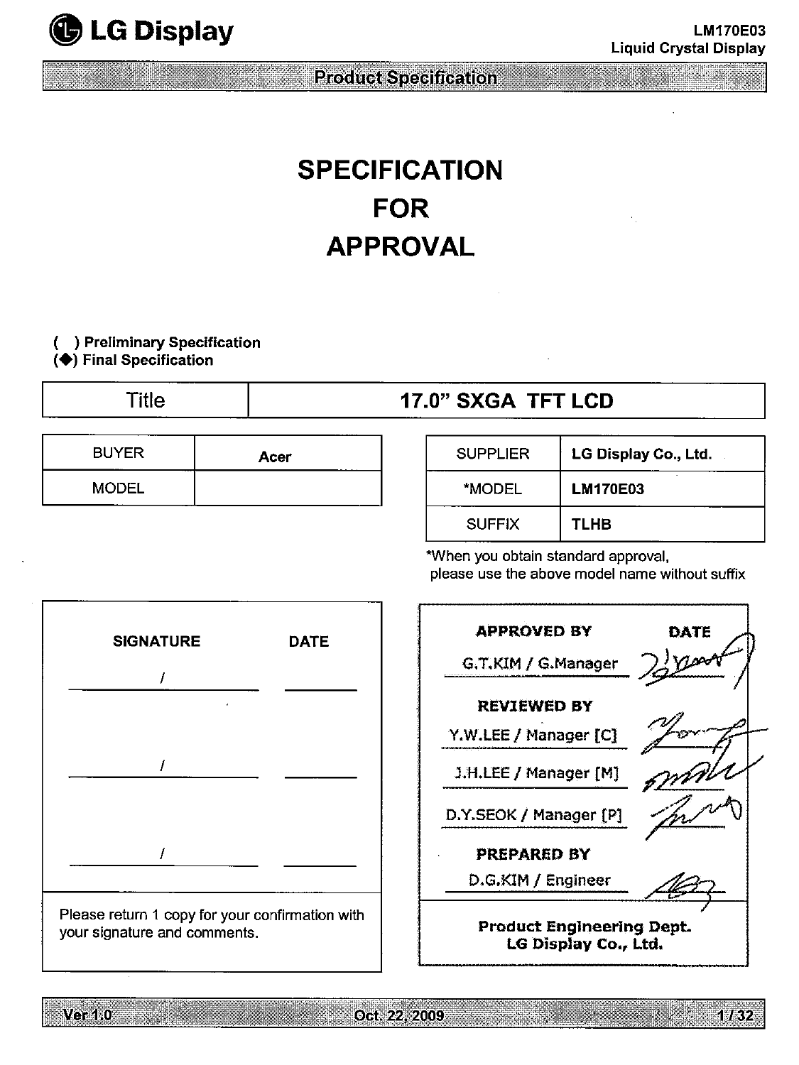# SPECIFICATION FOR APPROVAL

( ) Preliminary Specification
(◆) Final Specification

| Title | 17.0" SXGA TFT LCD |
|---|---|

| BUYER | Acer |
|---|---|
| MODEL | |

| SUPPLIER | LG Display Co., Ltd. |
|---|---|
| *MODEL | LM170E03 |
| SUFFIX | TLHB |

*When you obtain standard approval, please use the above model name without suffix

| SIGNATURE | DATE |
|---|---|
| / | |
| / | |
| / | |

Please return 1 copy for your confirmation with your signature and comments.

| APPROVED BY | DATE |
|---|---|
| G.T.KIM / G.Manager | |
| **REVIEWED BY** | |
| Y.W.LEE / Manager [C] | |
| J.H.LEE / Manager [M] | |
| D.Y.SEOK / Manager [P] | |
| **PREPARED BY** | |
| D.G.KIM / Engineer | |

**Product Engineering Dept.**
**LG Display Co., Ltd.**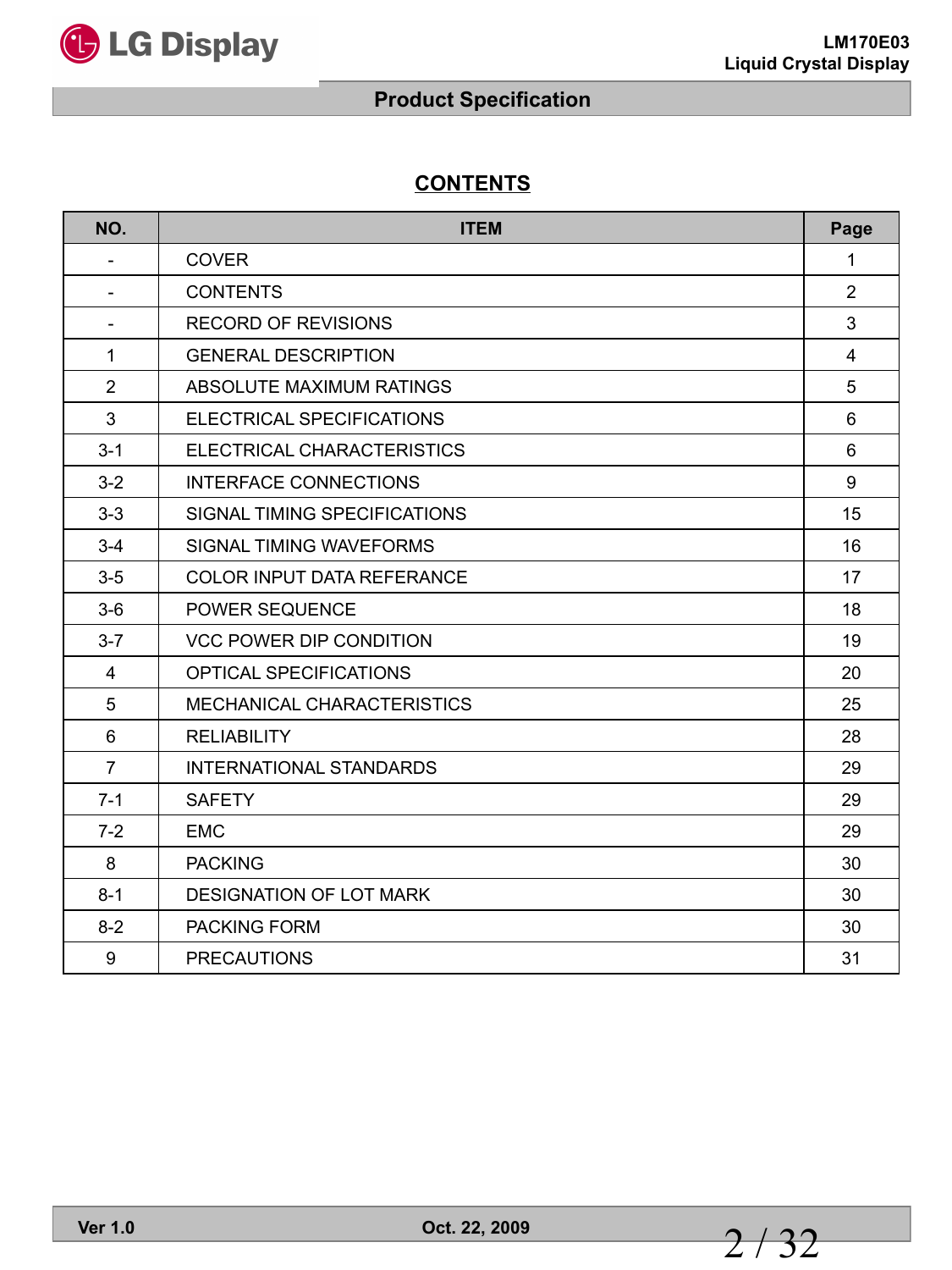# CONTENTS

| NO. | ITEM | Page |
|---|---|---|
| - | COVER | 1 |
| - | CONTENTS | 2 |
| - | RECORD OF REVISIONS | 3 |
| 1 | GENERAL DESCRIPTION | 4 |
| 2 | ABSOLUTE MAXIMUM RATINGS | 5 |
| 3 | ELECTRICAL SPECIFICATIONS | 6 |
| 3-1 | ELECTRICAL CHARACTERISTICS | 6 |
| 3-2 | INTERFACE CONNECTIONS | 9 |
| 3-3 | SIGNAL TIMING SPECIFICATIONS | 15 |
| 3-4 | SIGNAL TIMING WAVEFORMS | 16 |
| 3-5 | COLOR INPUT DATA REFERANCE | 17 |
| 3-6 | POWER SEQUENCE | 18 |
| 3-7 | VCC POWER DIP CONDITION | 19 |
| 4 | OPTICAL SPECIFICATIONS | 20 |
| 5 | MECHANICAL CHARACTERISTICS | 25 |
| 6 | RELIABILITY | 28 |
| 7 | INTERNATIONAL STANDARDS | 29 |
| 7-1 | SAFETY | 29 |
| 7-2 | EMC | 29 |
| 8 | PACKING | 30 |
| 8-1 | DESIGNATION OF LOT MARK | 30 |
| 8-2 | PACKING FORM | 30 |
| 9 | PRECAUTIONS | 31 |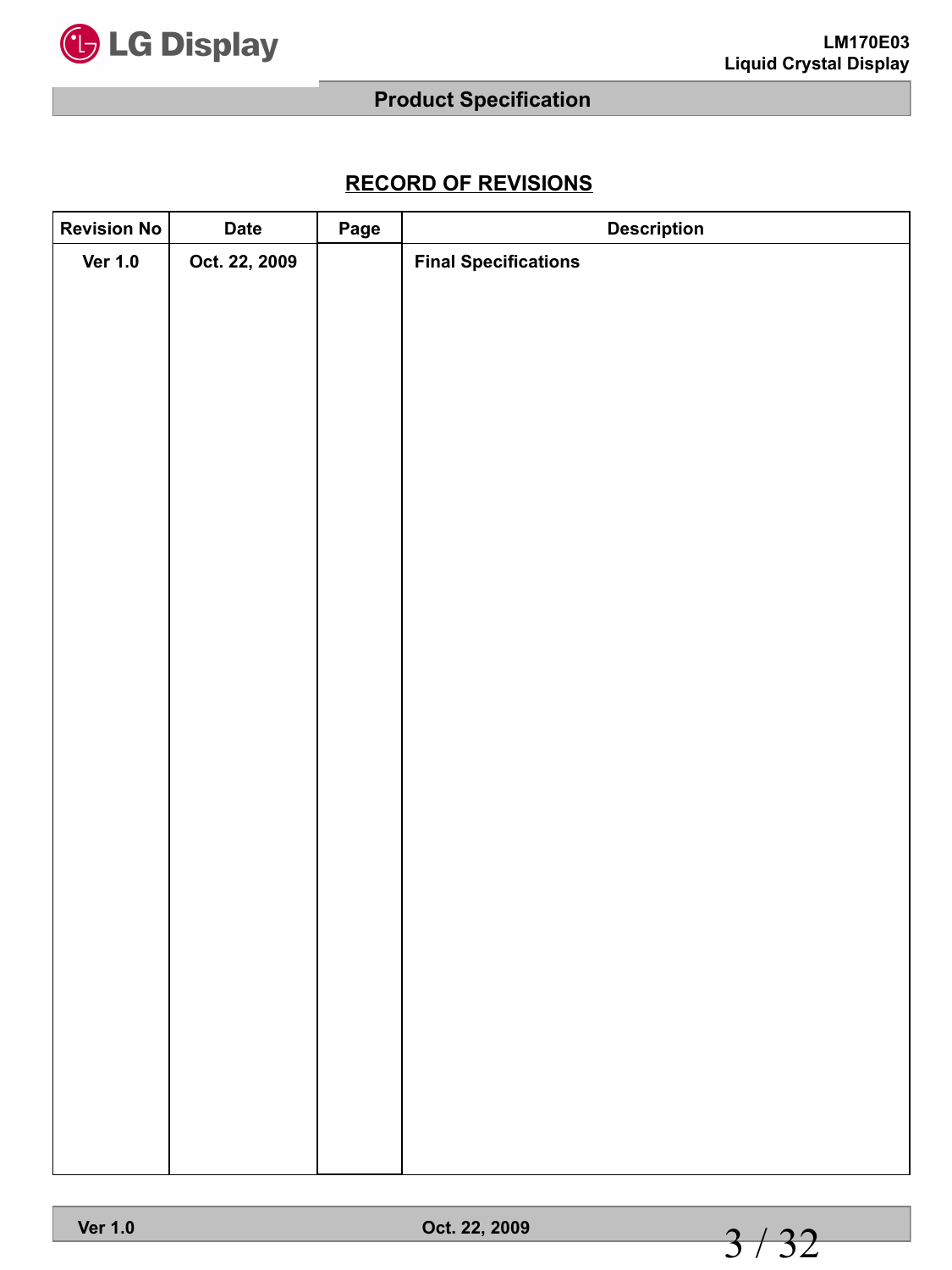## RECORD OF REVISIONS

| Revision No | Date | Page | Description |
|---|---|---|---|
| Ver 1.0 | Oct. 22, 2009 | | Final Specifications |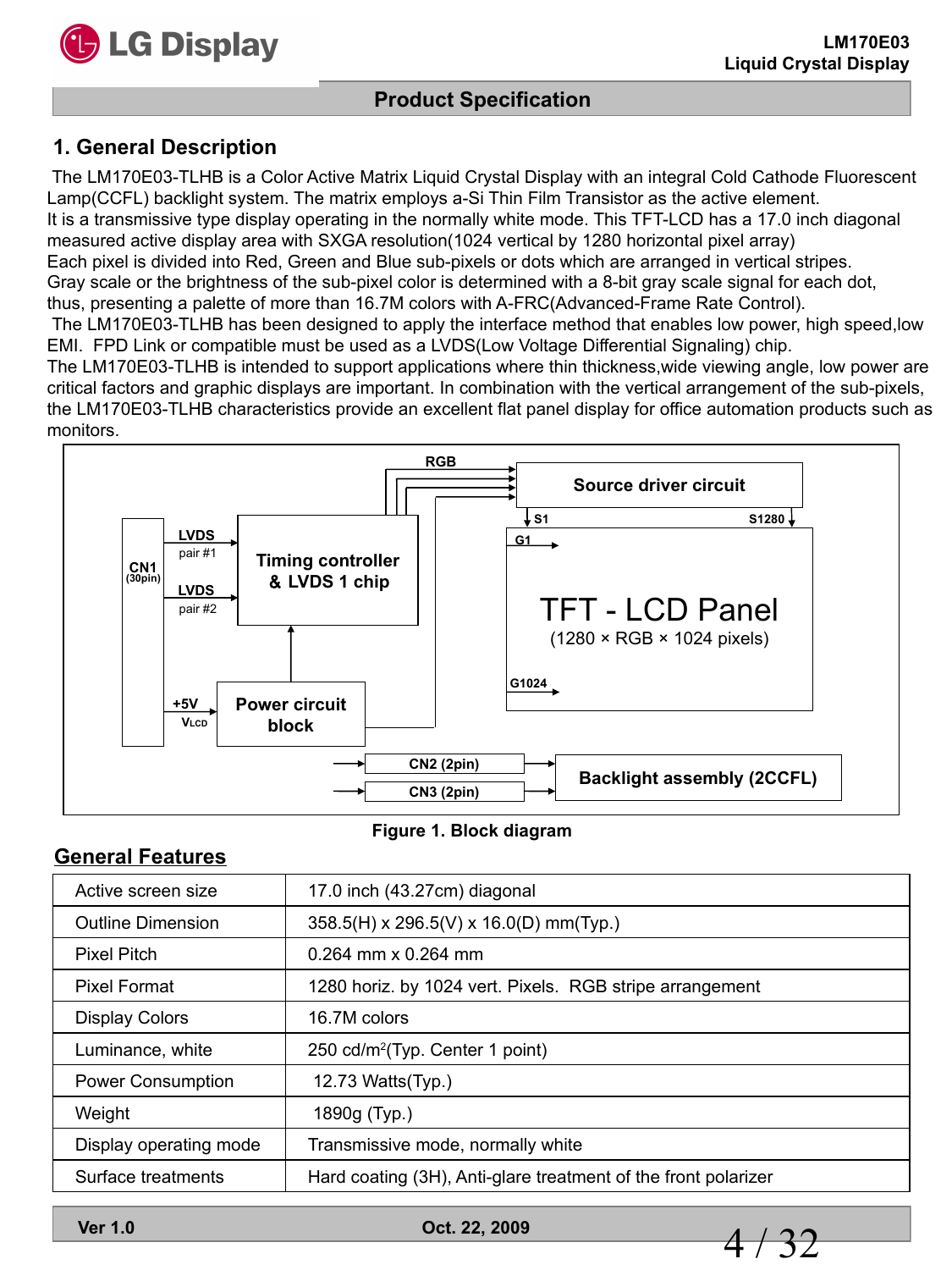## 1. General Description

The LM170E03-TLHB is a Color Active Matrix Liquid Crystal Display with an integral Cold Cathode Fluorescent Lamp(CCFL) backlight system. The matrix employs a-Si Thin Film Transistor as the active element.
It is a transmissive type display operating in the normally white mode. This TFT-LCD has a 17.0 inch diagonal measured active display area with SXGA resolution(1024 vertical by 1280 horizontal pixel array)
Each pixel is divided into Red, Green and Blue sub-pixels or dots which are arranged in vertical stripes.
Gray scale or the brightness of the sub-pixel color is determined with a 8-bit gray scale signal for each dot, thus, presenting a palette of more than 16.7M colors with A-FRC(Advanced-Frame Rate Control).
The LM170E03-TLHB has been designed to apply the interface method that enables low power, high speed,low EMI. FPD Link or compatible must be used as a LVDS(Low Voltage Differential Signaling) chip.
The LM170E03-TLHB is intended to support applications where thin thickness,wide viewing angle, low power are critical factors and graphic displays are important. In combination with the vertical arrangement of the sub-pixels, the LM170E03-TLHB characteristics provide an excellent flat panel display for office automation products such as monitors.

CN1 (30pin) | LVDS pair #1 | LVDS pair #2 | Timing controller & LVDS 1 chip | RGB | Source driver circuit | S1 | S1280 | G1 | TFT - LCD Panel (1280 × RGB × 1024 pixels) | G1024 | +5V $V_{LCD}$ | Power circuit block | CN2 (2pin) | CN3 (2pin) | Backlight assembly (2CCFL)

Figure 1. Block diagram

## General Features

| Active screen size | 17.0 inch (43.27cm) diagonal |
|---|---|
| Outline Dimension | 358.5(H) x 296.5(V) x 16.0(D) mm(Typ.) |
| Pixel Pitch | 0.264 mm x 0.264 mm |
| Pixel Format | 1280 horiz. by 1024 vert. Pixels. RGB stripe arrangement |
| Display Colors | 16.7M colors |
| Luminance, white | 250 cd/m$^2$(Typ. Center 1 point) |
| Power Consumption | 12.73 Watts(Typ.) |
| Weight | 1890g (Typ.) |
| Display operating mode | Transmissive mode, normally white |
| Surface treatments | Hard coating (3H), Anti-glare treatment of the front polarizer |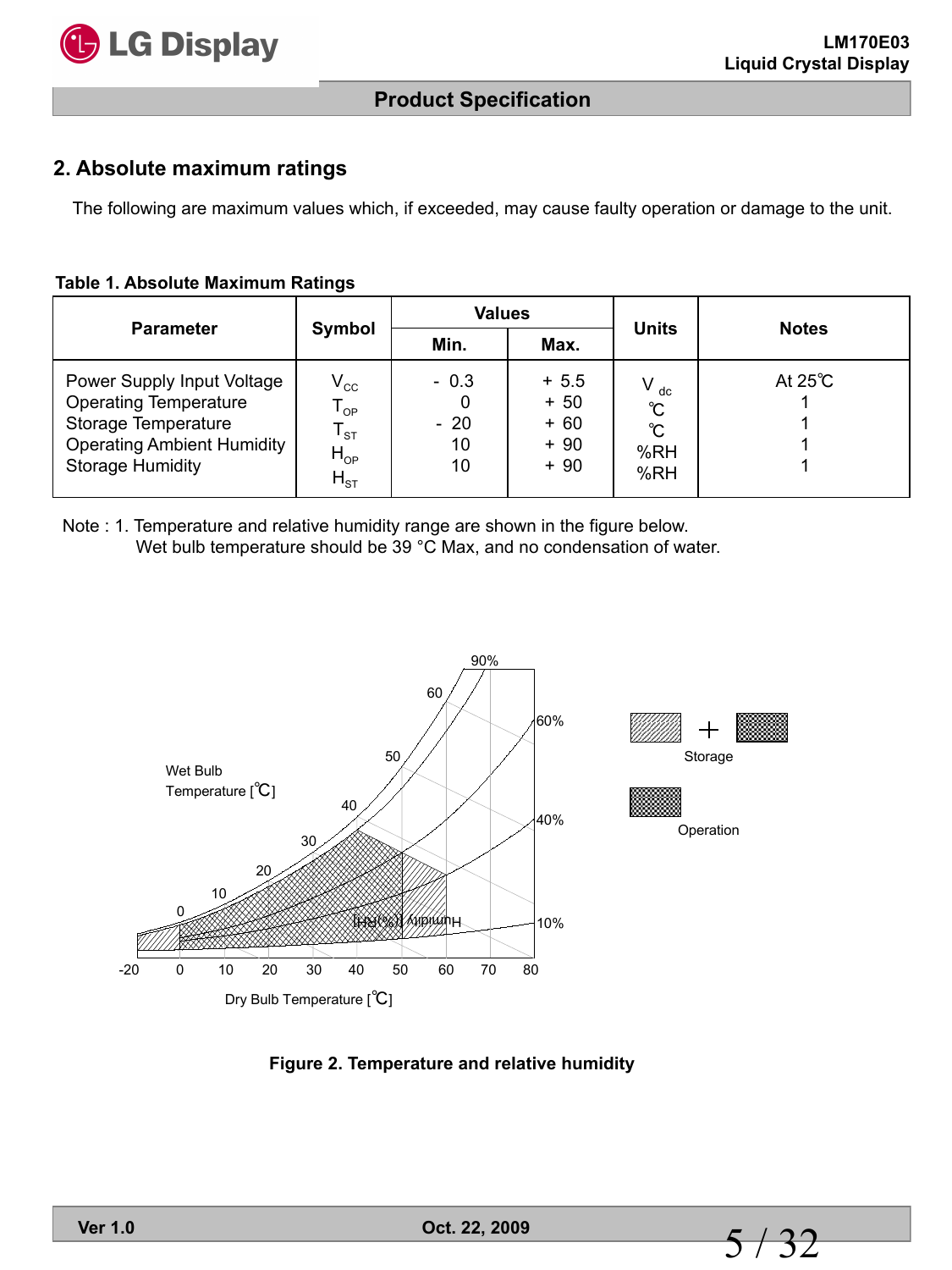## 2. Absolute maximum ratings

The following are maximum values which, if exceeded, may cause faulty operation or damage to the unit.

**Table 1. Absolute Maximum Ratings**

| Parameter | Symbol | Values | | Units | Notes |
|---|---|---|---|---|---|
| | | Min. | Max. | | |
| Power Supply Input Voltage | $V_{CC}$ | - 0.3 | + 5.5 | $V_{dc}$ | At 25℃ |
| Operating Temperature | $T_{OP}$ | 0 | + 50 | ℃ | 1 |
| Storage Temperature | $T_{ST}$ | - 20 | + 60 | ℃ | 1 |
| Operating Ambient Humidity | $H_{OP}$ | 10 | + 90 | %RH | 1 |
| Storage Humidity | $H_{ST}$ | 10 | + 90 | %RH | 1 |

Note : 1. Temperature and relative humidity range are shown in the figure below.
Wet bulb temperature should be 39 °C Max, and no condensation of water.

**Figure 2. Temperature and relative humidity**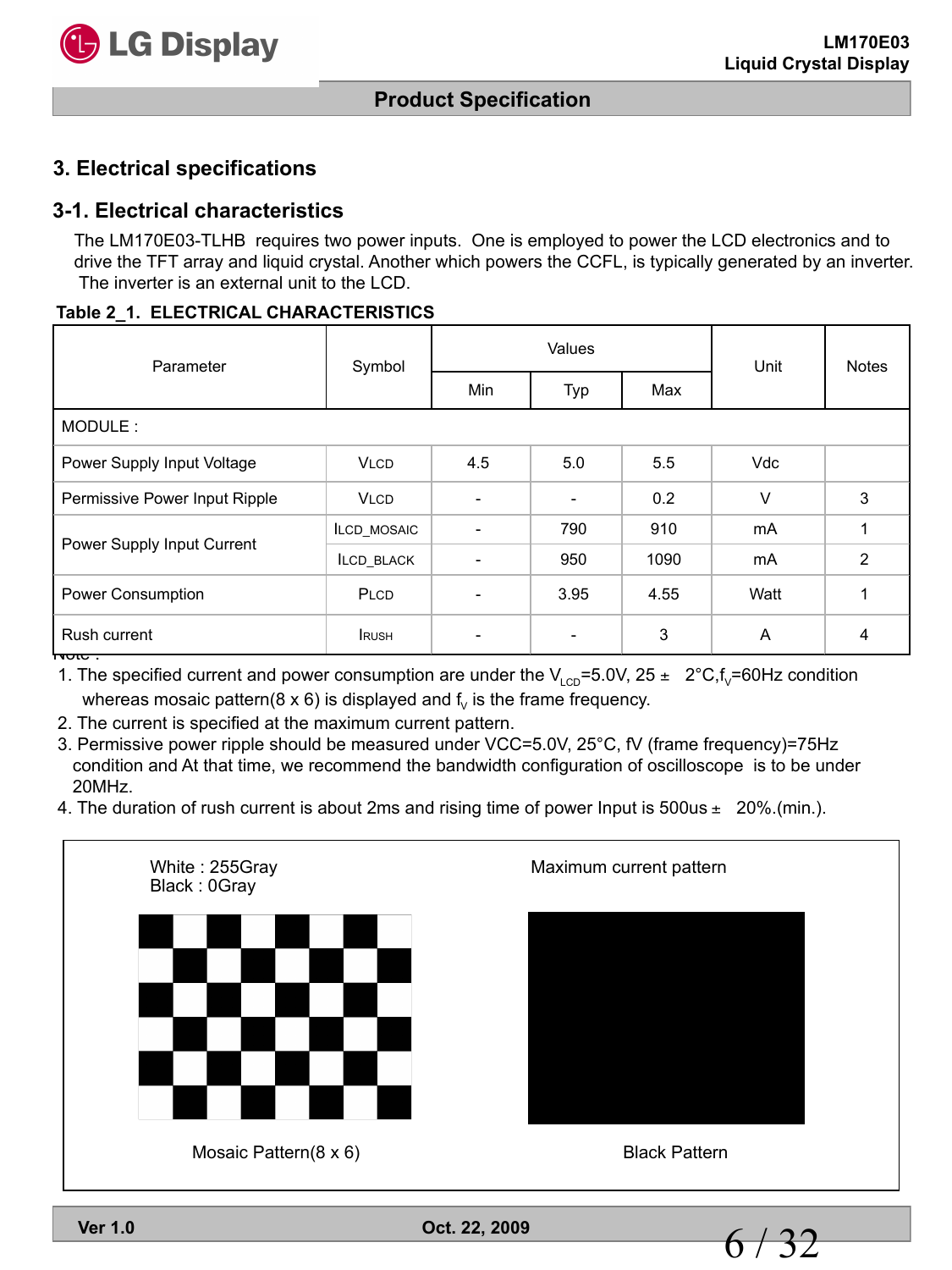## 3. Electrical specifications

### 3-1. Electrical characteristics

The LM170E03-TLHB requires two power inputs. One is employed to power the LCD electronics and to drive the TFT array and liquid crystal. Another which powers the CCFL, is typically generated by an inverter. The inverter is an external unit to the LCD.

**Table 2_1. ELECTRICAL CHARACTERISTICS**

| Parameter | Symbol | Values | | | Unit | Notes |
|---|---|---|---|---|---|---|
| | | Min | Typ | Max | | |
| MODULE : | | | | | | |
| Power Supply Input Voltage | $V_{LCD}$ | 4.5 | 5.0 | 5.5 | Vdc | |
| Permissive Power Input Ripple | $V_{LCD}$ | - | - | 0.2 | V | 3 |
| Power Supply Input Current | $I_{LCD\_MOSAIC}$ | - | 790 | 910 | mA | 1 |
| | $I_{LCD\_BLACK}$ | - | 950 | 1090 | mA | 2 |
| Power Consumption | $P_{LCD}$ | - | 3.95 | 4.55 | Watt | 1 |
| Rush current | $I_{RUSH}$ | - | - | 3 | A | 4 |

Note :

1. The specified current and power consumption are under the $V_{LCD}$=5.0V, 25 ± 2°C, $f_V$=60Hz condition whereas mosaic pattern(8 x 6) is displayed and $f_V$ is the frame frequency.
2. The current is specified at the maximum current pattern.
3. Permissive power ripple should be measured under VCC=5.0V, 25°C, fV (frame frequency)=75Hz condition and At that time, we recommend the bandwidth configuration of oscilloscope is to be under 20MHz.
4. The duration of rush current is about 2ms and rising time of power Input is 500us ± 20%.(min.).

White : 255Gray
Black : 0Gray

Mosaic Pattern(8 x 6)

Maximum current pattern

Black Pattern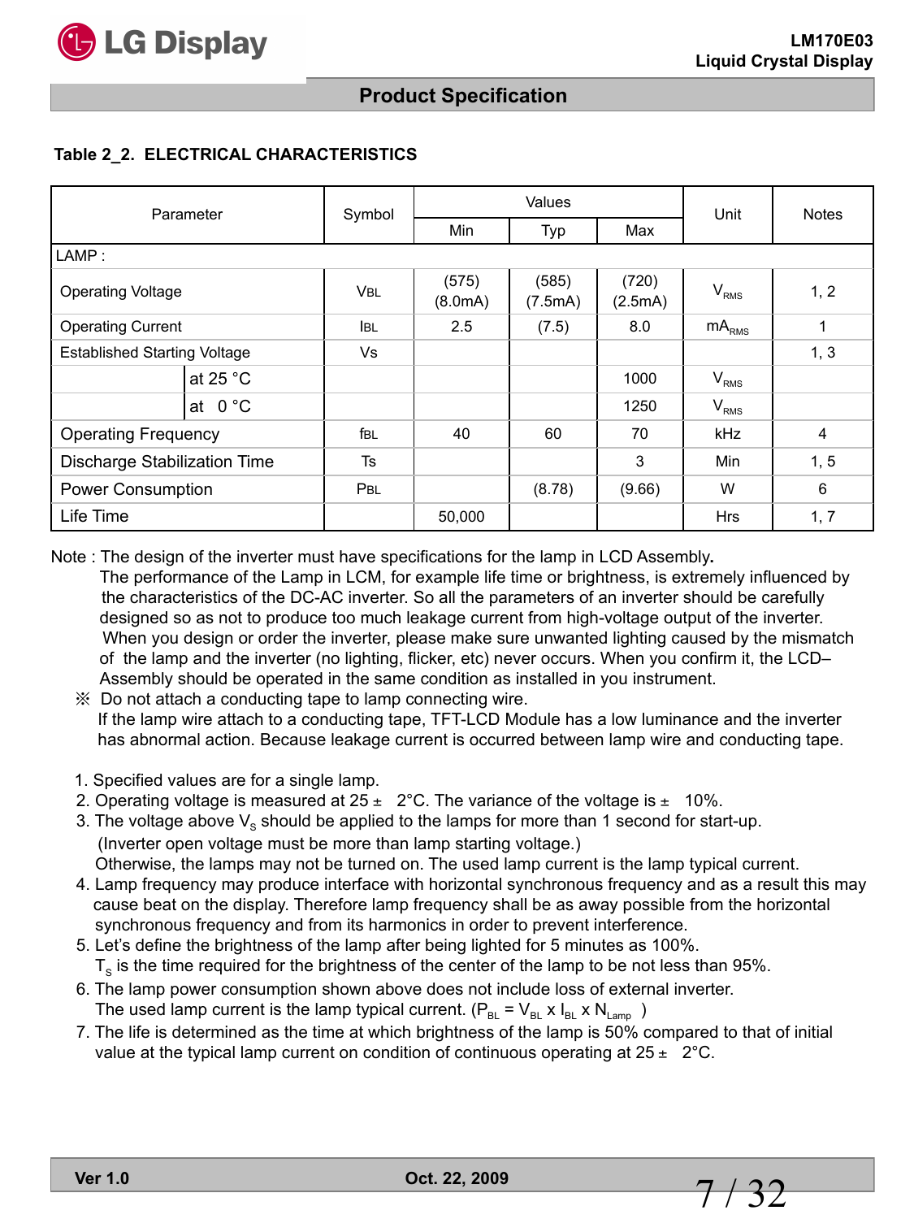## Table 2_2. ELECTRICAL CHARACTERISTICS

| Parameter | | Symbol | Values | | | Unit | Notes |
|---|---|---|---|---|---|---|---|
| | | | Min | Typ | Max | | |
| LAMP : | | | | | | | |
| Operating Voltage | | VBL | (575) (8.0mA) | (585) (7.5mA) | (720) (2.5mA) | $V_{RMS}$ | 1, 2 |
| Operating Current | | IBL | 2.5 | (7.5) | 8.0 | $mA_{RMS}$ | 1 |
| Established Starting Voltage | | Vs | | | | | 1, 3 |
| | at 25 °C | | | | 1000 | $V_{RMS}$ | |
| | at 0 °C | | | | 1250 | $V_{RMS}$ | |
| Operating Frequency | | fBL | 40 | 60 | 70 | kHz | 4 |
| Discharge Stabilization Time | | Ts | | | 3 | Min | 1, 5 |
| Power Consumption | | PBL | | (8.78) | (9.66) | W | 6 |
| Life Time | | | 50,000 | | | Hrs | 1, 7 |

Note : The design of the inverter must have specifications for the lamp in LCD Assembly.
The performance of the Lamp in LCM, for example life time or brightness, is extremely influenced by the characteristics of the DC-AC inverter. So all the parameters of an inverter should be carefully designed so as not to produce too much leakage current from high-voltage output of the inverter. When you design or order the inverter, please make sure unwanted lighting caused by the mismatch of the lamp and the inverter (no lighting, flicker, etc) never occurs. When you confirm it, the LCD– Assembly should be operated in the same condition as installed in you instrument.

※ Do not attach a conducting tape to lamp connecting wire.
If the lamp wire attach to a conducting tape, TFT-LCD Module has a low luminance and the inverter has abnormal action. Because leakage current is occurred between lamp wire and conducting tape.

1. Specified values are for a single lamp.
2. Operating voltage is measured at 25 ± 2°C. The variance of the voltage is ± 10%.
3. The voltage above $V_s$ should be applied to the lamps for more than 1 second for start-up.
   (Inverter open voltage must be more than lamp starting voltage.)
   Otherwise, the lamps may not be turned on. The used lamp current is the lamp typical current.
4. Lamp frequency may produce interface with horizontal synchronous frequency and as a result this may cause beat on the display. Therefore lamp frequency shall be as away possible from the horizontal synchronous frequency and from its harmonics in order to prevent interference.
5. Let's define the brightness of the lamp after being lighted for 5 minutes as 100%.
   $T_s$ is the time required for the brightness of the center of the lamp to be not less than 95%.
6. The lamp power consumption shown above does not include loss of external inverter.
   The used lamp current is the lamp typical current. ($P_{BL} = V_{BL} \times I_{BL} \times N_{Lamp}$ )
7. The life is determined as the time at which brightness of the lamp is 50% compared to that of initial value at the typical lamp current on condition of continuous operating at 25 ± 2°C.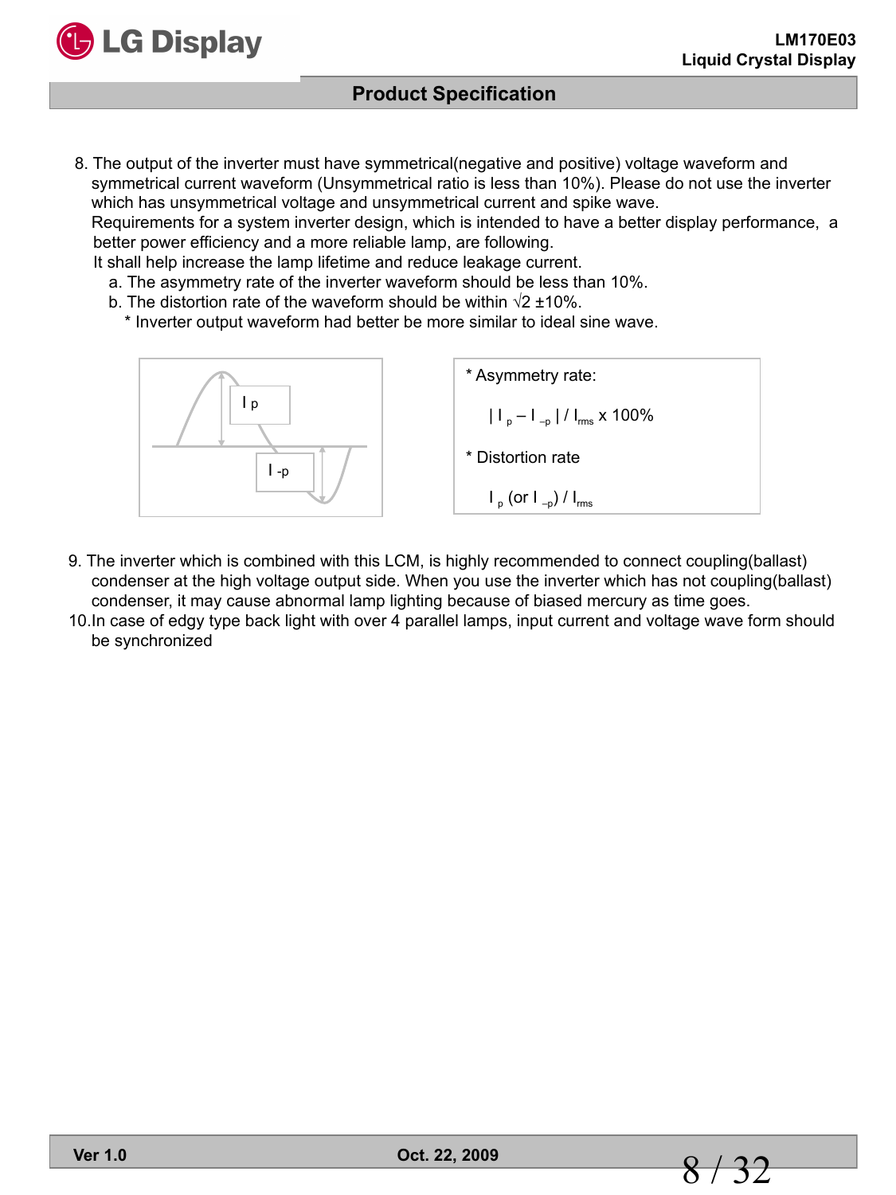8. The output of the inverter must have symmetrical(negative and positive) voltage waveform and symmetrical current waveform (Unsymmetrical ratio is less than 10%). Please do not use the inverter which has unsymmetrical voltage and unsymmetrical current and spike wave.
   Requirements for a system inverter design, which is intended to have a better display performance, a better power efficiency and a more reliable lamp, are following.
   It shall help increase the lamp lifetime and reduce leakage current.
   a. The asymmetry rate of the inverter waveform should be less than 10%.
   b. The distortion rate of the waveform should be within √2 ±10%.
   * Inverter output waveform had better be more similar to ideal sine wave.

I p

I -p

* Asymmetry rate:

$$| I_p – I_{-p} | / I_{rms} \times 100\%$$

* Distortion rate

$$I_p \text{ (or } I_{-p}) / I_{rms}$$

9. The inverter which is combined with this LCM, is highly recommended to connect coupling(ballast) condenser at the high voltage output side. When you use the inverter which has not coupling(ballast) condenser, it may cause abnormal lamp lighting because of biased mercury as time goes.
10. In case of edgy type back light with over 4 parallel lamps, input current and voltage wave form should be synchronized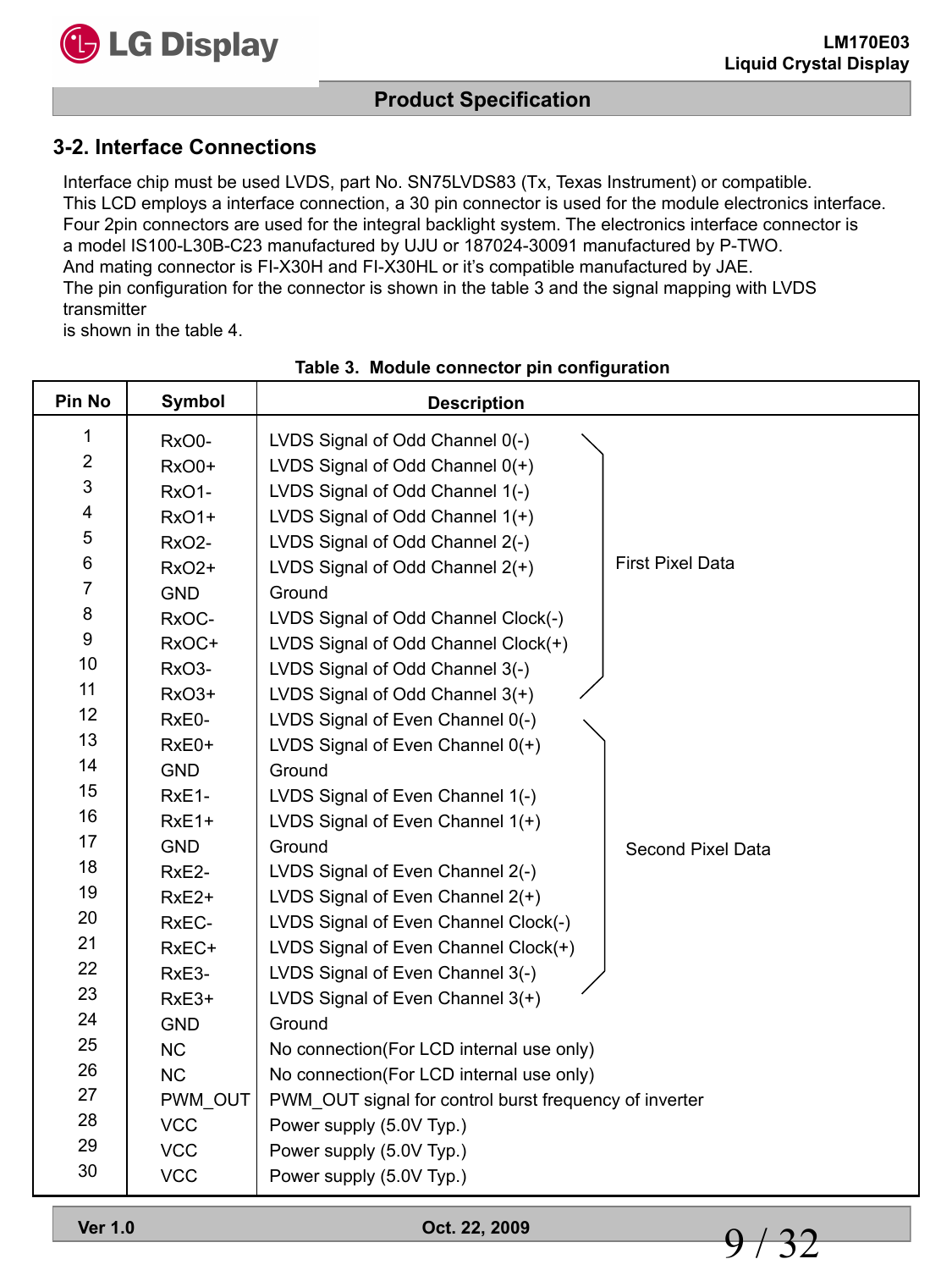## 3-2. Interface Connections

Interface chip must be used LVDS, part No. SN75LVDS83 (Tx, Texas Instrument) or compatible.
This LCD employs a interface connection, a 30 pin connector is used for the module electronics interface.
Four 2pin connectors are used for the integral backlight system. The electronics interface connector is a model IS100-L30B-C23 manufactured by UJU or 187024-30091 manufactured by P-TWO.
And mating connector is FI-X30H and FI-X30HL or it's compatible manufactured by JAE.
The pin configuration for the connector is shown in the table 3 and the signal mapping with LVDS transmitter
is shown in the table 4.

**Table 3. Module connector pin configuration**

| Pin No | Symbol | Description | |
|---|---|---|---|
| 1 | RxO0- | LVDS Signal of Odd Channel 0(-) | First Pixel Data |
| 2 | RxO0+ | LVDS Signal of Odd Channel 0(+) | |
| 3 | RxO1- | LVDS Signal of Odd Channel 1(-) | |
| 4 | RxO1+ | LVDS Signal of Odd Channel 1(+) | |
| 5 | RxO2- | LVDS Signal of Odd Channel 2(-) | |
| 6 | RxO2+ | LVDS Signal of Odd Channel 2(+) | |
| 7 | GND | Ground | |
| 8 | RxOC- | LVDS Signal of Odd Channel Clock(-) | |
| 9 | RxOC+ | LVDS Signal of Odd Channel Clock(+) | |
| 10 | RxO3- | LVDS Signal of Odd Channel 3(-) | |
| 11 | RxO3+ | LVDS Signal of Odd Channel 3(+) | |
| 12 | RxE0- | LVDS Signal of Even Channel 0(-) | Second Pixel Data |
| 13 | RxE0+ | LVDS Signal of Even Channel 0(+) | |
| 14 | GND | Ground | |
| 15 | RxE1- | LVDS Signal of Even Channel 1(-) | |
| 16 | RxE1+ | LVDS Signal of Even Channel 1(+) | |
| 17 | GND | Ground | |
| 18 | RxE2- | LVDS Signal of Even Channel 2(-) | |
| 19 | RxE2+ | LVDS Signal of Even Channel 2(+) | |
| 20 | RxEC- | LVDS Signal of Even Channel Clock(-) | |
| 21 | RxEC+ | LVDS Signal of Even Channel Clock(+) | |
| 22 | RxE3- | LVDS Signal of Even Channel 3(-) | |
| 23 | RxE3+ | LVDS Signal of Even Channel 3(+) | |
| 24 | GND | Ground | |
| 25 | NC | No connection(For LCD internal use only) | |
| 26 | NC | No connection(For LCD internal use only) | |
| 27 | PWM_OUT | PWM_OUT signal for control burst frequency of inverter | |
| 28 | VCC | Power supply (5.0V Typ.) | |
| 29 | VCC | Power supply (5.0V Typ.) | |
| 30 | VCC | Power supply (5.0V Typ.) | |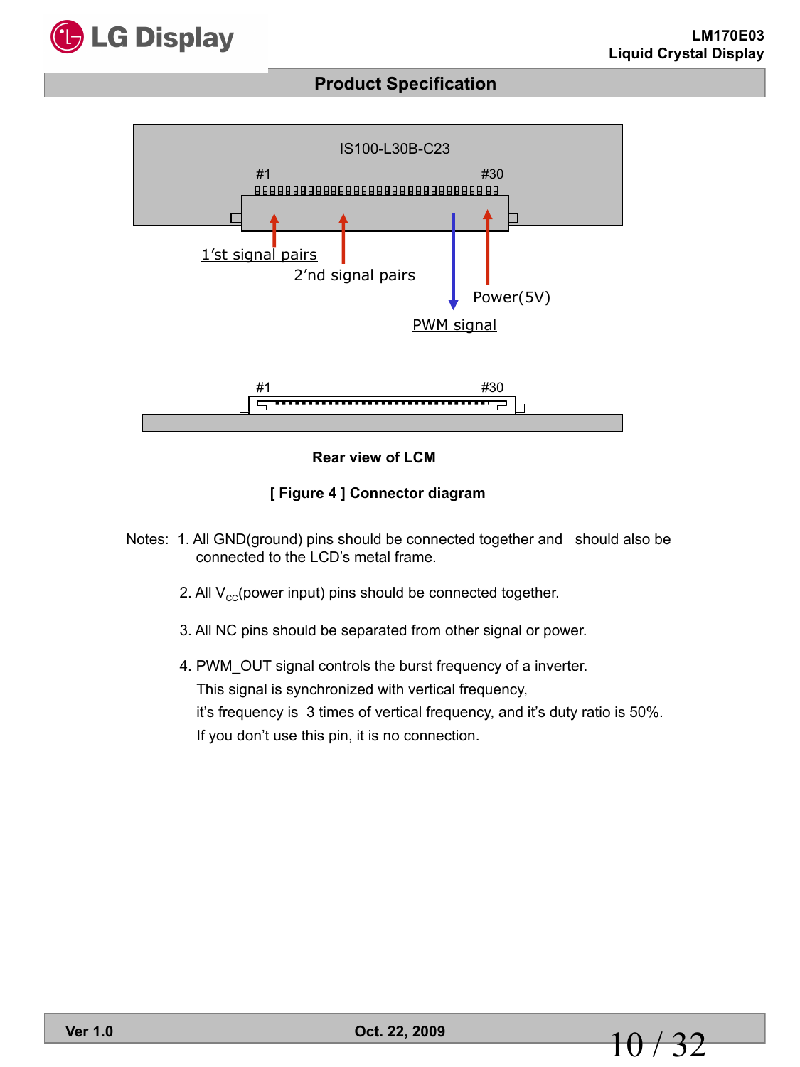IS100-L30B-C23

#1 #30

1'st signal pairs

2'nd signal pairs

Power(5V)

PWM signal

#1 #30

**Rear view of LCM**

**[ Figure 4 ] Connector diagram**

Notes: 1. All GND(ground) pins should be connected together and should also be connected to the LCD's metal frame.

2. All $V_{CC}$(power input) pins should be connected together.

3. All NC pins should be separated from other signal or power.

4. PWM_OUT signal controls the burst frequency of a inverter.
   This signal is synchronized with vertical frequency,
   it's frequency is 3 times of vertical frequency, and it's duty ratio is 50%.
   If you don't use this pin, it is no connection.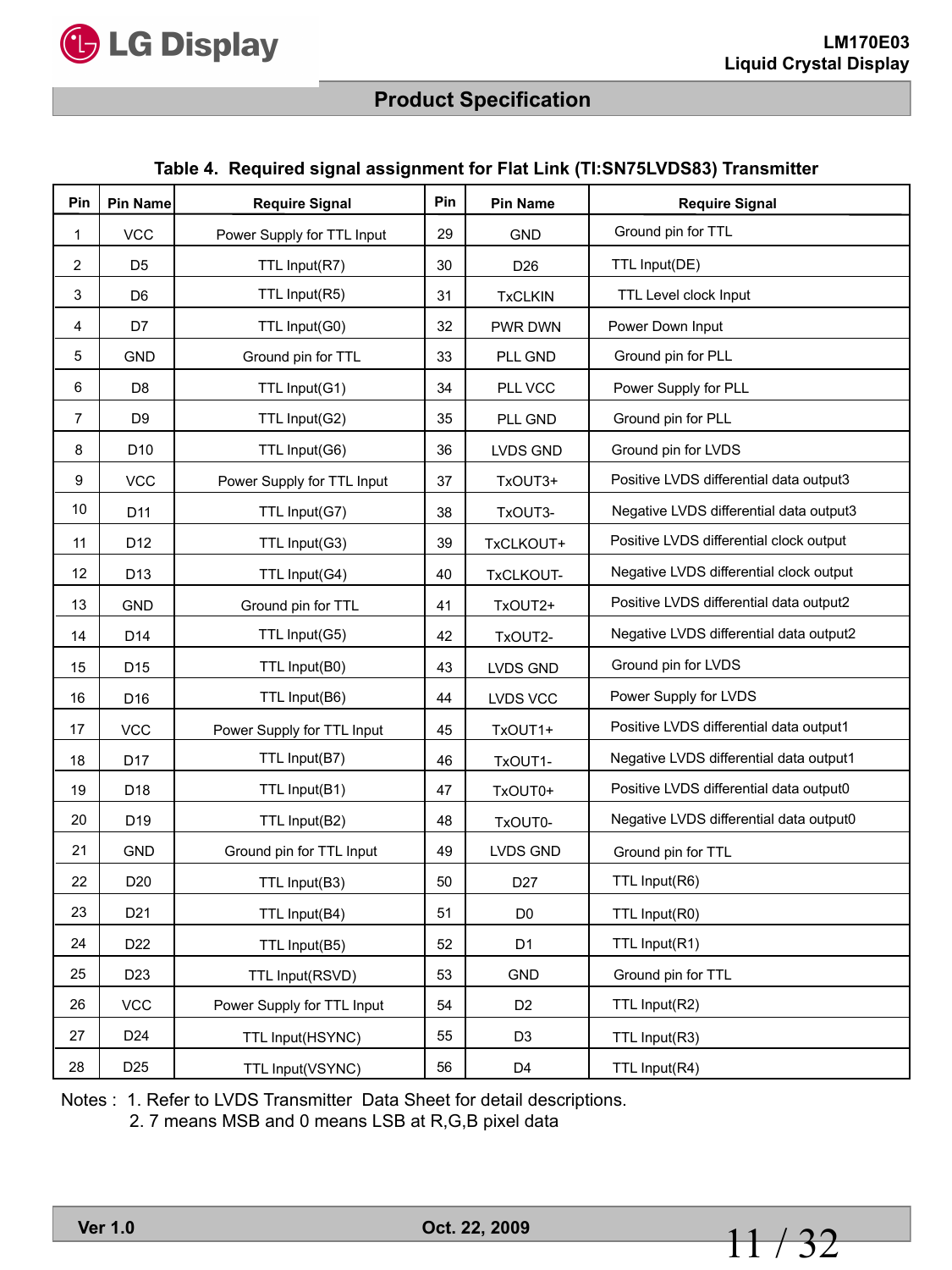**Table 4. Required signal assignment for Flat Link (TI:SN75LVDS83) Transmitter**

| Pin | Pin Name | Require Signal | Pin | Pin Name | Require Signal |
|---|---|---|---|---|---|
| 1 | VCC | Power Supply for TTL Input | 29 | GND | Ground pin for TTL |
| 2 | D5 | TTL Input(R7) | 30 | D26 | TTL Input(DE) |
| 3 | D6 | TTL Input(R5) | 31 | TxCLKIN | TTL Level clock Input |
| 4 | D7 | TTL Input(G0) | 32 | PWR DWN | Power Down Input |
| 5 | GND | Ground pin for TTL | 33 | PLL GND | Ground pin for PLL |
| 6 | D8 | TTL Input(G1) | 34 | PLL VCC | Power Supply for PLL |
| 7 | D9 | TTL Input(G2) | 35 | PLL GND | Ground pin for PLL |
| 8 | D10 | TTL Input(G6) | 36 | LVDS GND | Ground pin for LVDS |
| 9 | VCC | Power Supply for TTL Input | 37 | TxOUT3+ | Positive LVDS differential data output3 |
| 10 | D11 | TTL Input(G7) | 38 | TxOUT3- | Negative LVDS differential data output3 |
| 11 | D12 | TTL Input(G3) | 39 | TxCLKOUT+ | Positive LVDS differential clock output |
| 12 | D13 | TTL Input(G4) | 40 | TxCLKOUT- | Negative LVDS differential clock output |
| 13 | GND | Ground pin for TTL | 41 | TxOUT2+ | Positive LVDS differential data output2 |
| 14 | D14 | TTL Input(G5) | 42 | TxOUT2- | Negative LVDS differential data output2 |
| 15 | D15 | TTL Input(B0) | 43 | LVDS GND | Ground pin for LVDS |
| 16 | D16 | TTL Input(B6) | 44 | LVDS VCC | Power Supply for LVDS |
| 17 | VCC | Power Supply for TTL Input | 45 | TxOUT1+ | Positive LVDS differential data output1 |
| 18 | D17 | TTL Input(B7) | 46 | TxOUT1- | Negative LVDS differential data output1 |
| 19 | D18 | TTL Input(B1) | 47 | TxOUT0+ | Positive LVDS differential data output0 |
| 20 | D19 | TTL Input(B2) | 48 | TxOUT0- | Negative LVDS differential data output0 |
| 21 | GND | Ground pin for TTL Input | 49 | LVDS GND | Ground pin for TTL |
| 22 | D20 | TTL Input(B3) | 50 | D27 | TTL Input(R6) |
| 23 | D21 | TTL Input(B4) | 51 | D0 | TTL Input(R0) |
| 24 | D22 | TTL Input(B5) | 52 | D1 | TTL Input(R1) |
| 25 | D23 | TTL Input(RSVD) | 53 | GND | Ground pin for TTL |
| 26 | VCC | Power Supply for TTL Input | 54 | D2 | TTL Input(R2) |
| 27 | D24 | TTL Input(HSYNC) | 55 | D3 | TTL Input(R3) |
| 28 | D25 | TTL Input(VSYNC) | 56 | D4 | TTL Input(R4) |

Notes : 1. Refer to LVDS Transmitter Data Sheet for detail descriptions.
2. 7 means MSB and 0 means LSB at R,G,B pixel data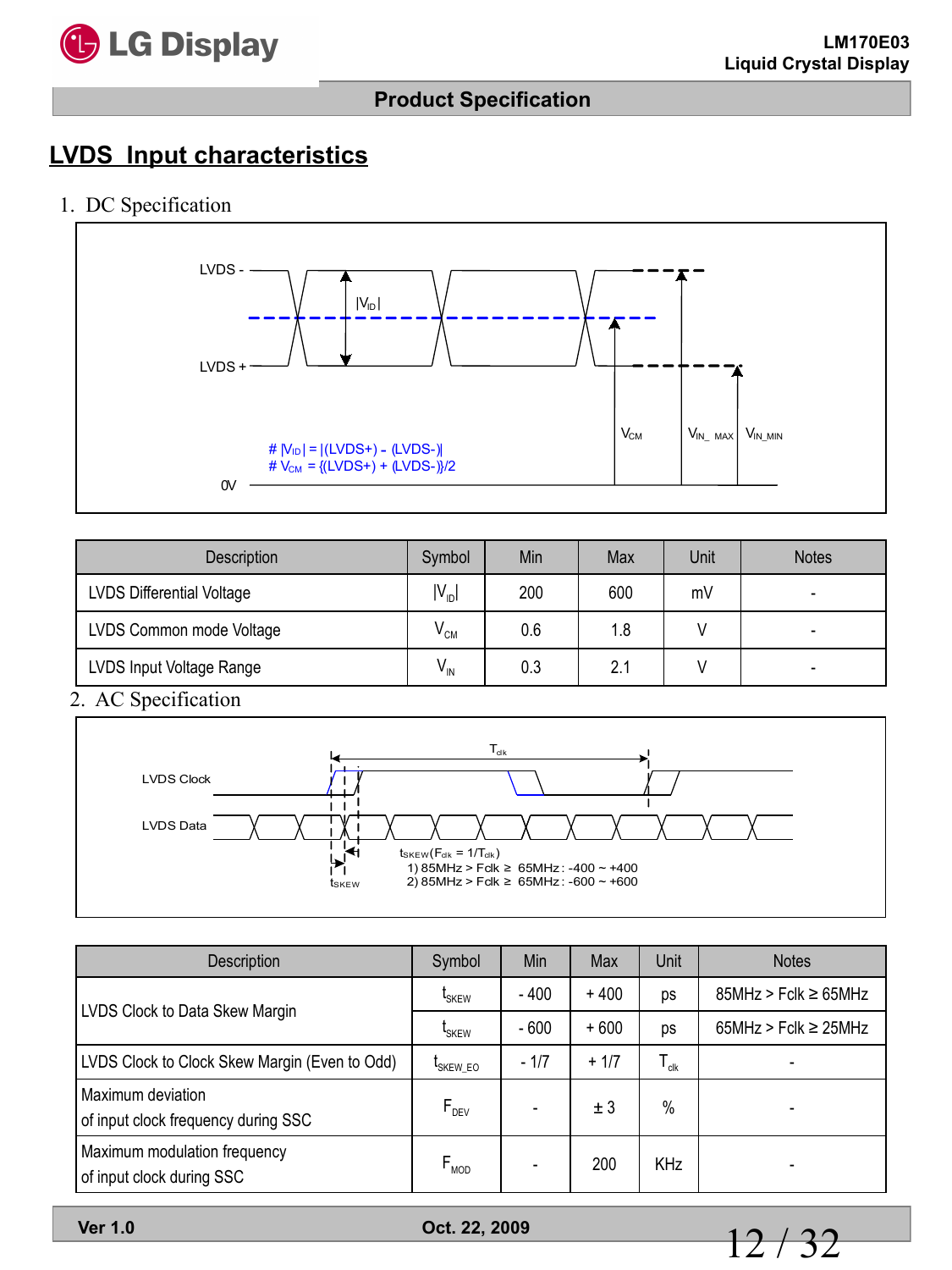## LVDS Input characteristics

1. DC Specification

LVDS -

LVDS +

$|V_{ID}|$

$V_{CM}$ $V_{IN\_MAX}$ $V_{IN\_MIN}$

# $|V_{ID}|$ = |(LVDS+) - (LVDS-)|
# $V_{CM}$ = {(LVDS+) + (LVDS-)}/2

0V

| Description | Symbol | Min | Max | Unit | Notes |
|---|---|---|---|---|---|
| LVDS Differential Voltage | $\|V_{ID}\|$ | 200 | 600 | mV | - |
| LVDS Common mode Voltage | $V_{CM}$ | 0.6 | 1.8 | V | - |
| LVDS Input Voltage Range | $V_{IN}$ | 0.3 | 2.1 | V | - |

2. AC Specification

$T_{clk}$

LVDS Clock

LVDS Data

$t_{SKEW}$

$t_{SKEW}$ ($F_{clk}$ = 1/$T_{clk}$)
1) 85MHz > Fclk ≥ 65MHz : -400 ~ +400
2) 85MHz > Fclk ≥ 65MHz : -600 ~ +600

| Description | Symbol | Min | Max | Unit | Notes |
|---|---|---|---|---|---|
| LVDS Clock to Data Skew Margin | $t_{SKEW}$ | - 400 | + 400 | ps | 85MHz > Fclk ≥ 65MHz |
| | $t_{SKEW}$ | - 600 | + 600 | ps | 65MHz > Fclk ≥ 25MHz |
| LVDS Clock to Clock Skew Margin (Even to Odd) | $t_{SKEW\_EO}$ | - 1/7 | + 1/7 | $T_{clk}$ | - |
| Maximum deviation of input clock frequency during SSC | $F_{DEV}$ | - | ± 3 | % | - |
| Maximum modulation frequency of input clock during SSC | $F_{MOD}$ | - | 200 | KHz | - |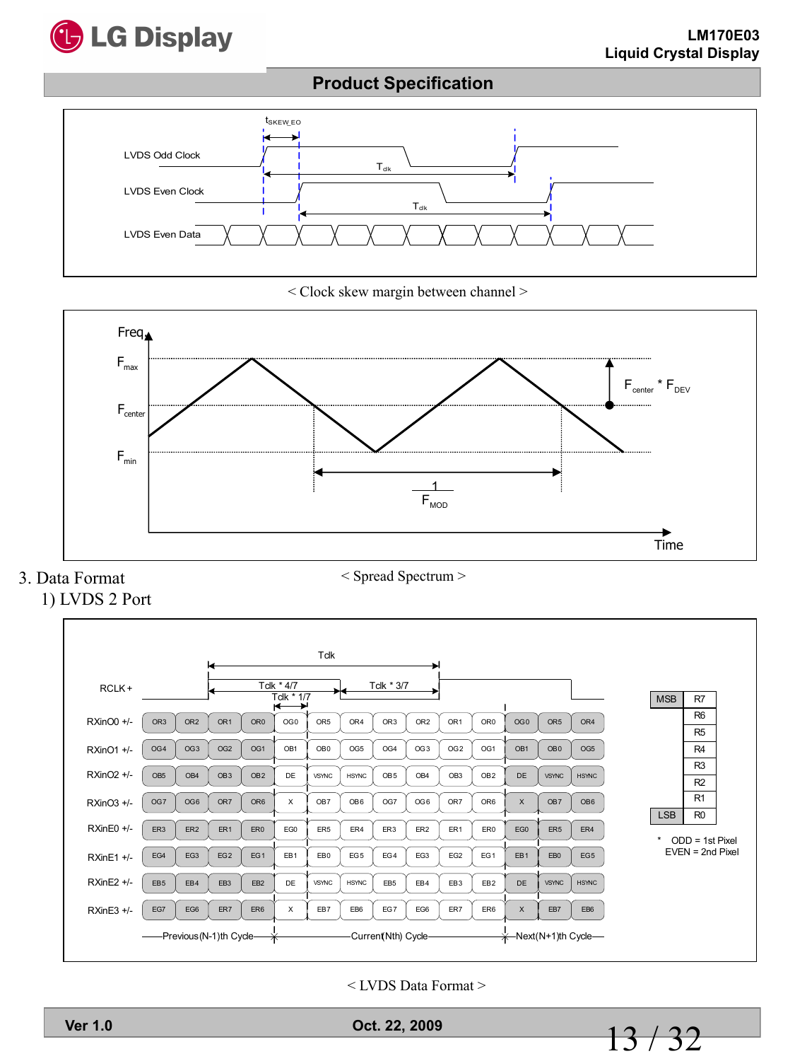< Clock skew margin between channel >

< Spread Spectrum >

3. Data Format

1) LVDS 2 Port

| Signal | Previous (N-1)th Cycle | | | | Current (Nth) Cycle | | | | | | | Next (N+1)th Cycle | | |
|---|---|---|---|---|---|---|---|---|---|---|---|---|---|---|
| RXinO0 +/- | OR3 | OR2 | OR1 | OR0 | OG0 | OR5 | OR4 | OR3 | OR2 | OR1 | OR0 | OG0 | OR5 | OR4 |
| RXinO1 +/- | OG4 | OG3 | OG2 | OG1 | OB1 | OB0 | OG5 | OG4 | OG3 | OG2 | OG1 | OB1 | OB0 | OG5 |
| RXinO2 +/- | OB5 | OB4 | OB3 | OB2 | DE | VSYNC | HSYNC | OB5 | OB4 | OB3 | OB2 | DE | VSYNC | HSYNC |
| RXinO3 +/- | OG7 | OG6 | OR7 | OR6 | X | OB7 | OB6 | OG7 | OG6 | OR7 | OR6 | X | OB7 | OB6 |
| RXinE0 +/- | ER3 | ER2 | ER1 | ER0 | EG0 | ER5 | ER4 | ER3 | ER2 | ER1 | ER0 | EG0 | ER5 | ER4 |
| RXinE1 +/- | EG4 | EG3 | EG2 | EG1 | EB1 | EB0 | EG5 | EG4 | EG3 | EG2 | EG1 | EB1 | EB0 | EG5 |
| RXinE2 +/- | EB5 | EB4 | EB3 | EB2 | DE | VSYNC | HSYNC | EB5 | EB4 | EB3 | EB2 | DE | VSYNC | HSYNC |
| RXinE3 +/- | EG7 | EG6 | ER7 | ER6 | X | EB7 | EB6 | EG7 | EG6 | ER7 | ER6 | X | EB7 | EB6 |

RCLK+ : Tclk = Tclk * 4/7 + Tclk * 3/7; Tclk * 1/7

| | |
|---|---|
| MSB | R7 |
| | R6 |
| | R5 |
| | R4 |
| | R3 |
| | R2 |
| | R1 |
| LSB | R0 |

\* ODD = 1st Pixel
EVEN = 2nd Pixel

< LVDS Data Format >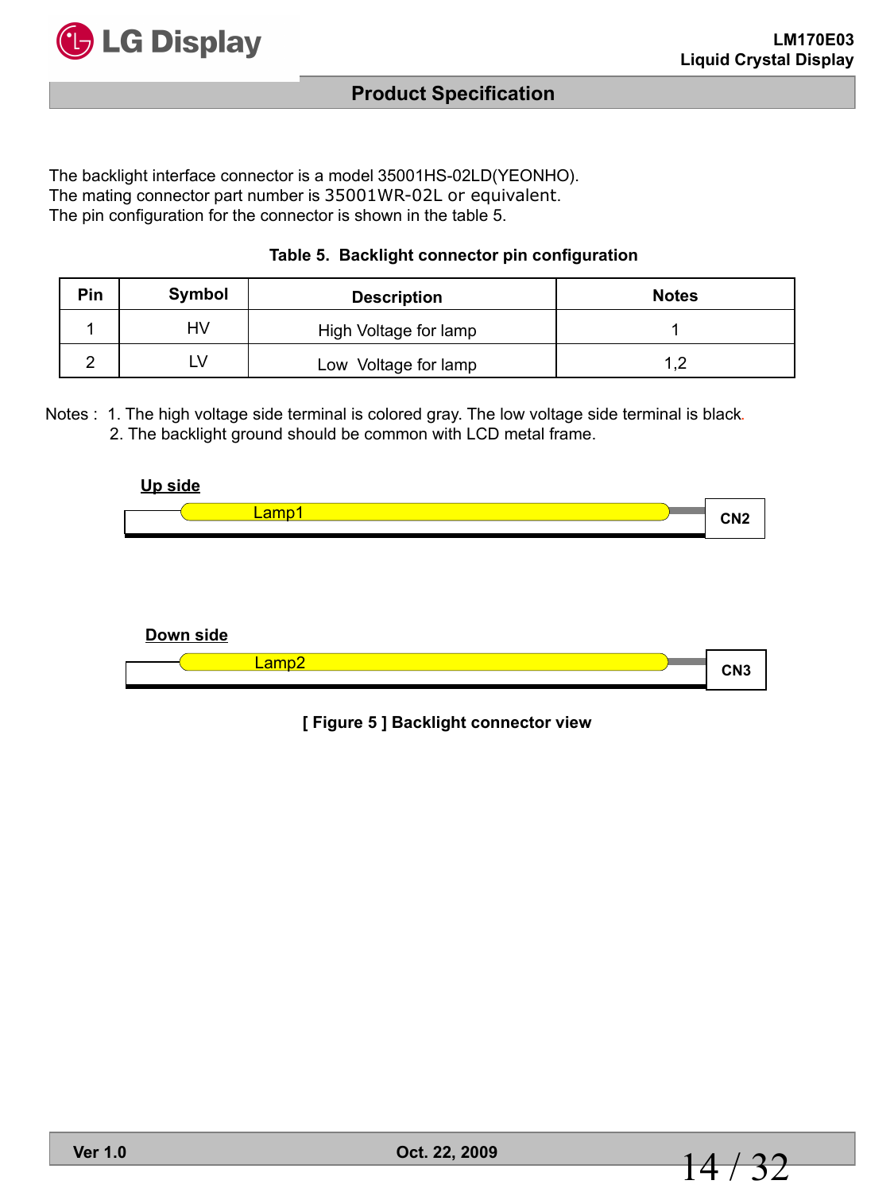The backlight interface connector is a model 35001HS-02LD(YEONHO).
The mating connector part number is 35001WR-02L or equivalent.
The pin configuration for the connector is shown in the table 5.

**Table 5. Backlight connector pin configuration**

| Pin | Symbol | Description | Notes |
|---|---|---|---|
| 1 | HV | High Voltage for lamp | 1 |
| 2 | LV | Low Voltage for lamp | 1,2 |

Notes : 1. The high voltage side terminal is colored gray. The low voltage side terminal is black.
2. The backlight ground should be common with LCD metal frame.

**Up side**

Lamp1 — CN2

**Down side**

Lamp2 — CN3

**[ Figure 5 ] Backlight connector view**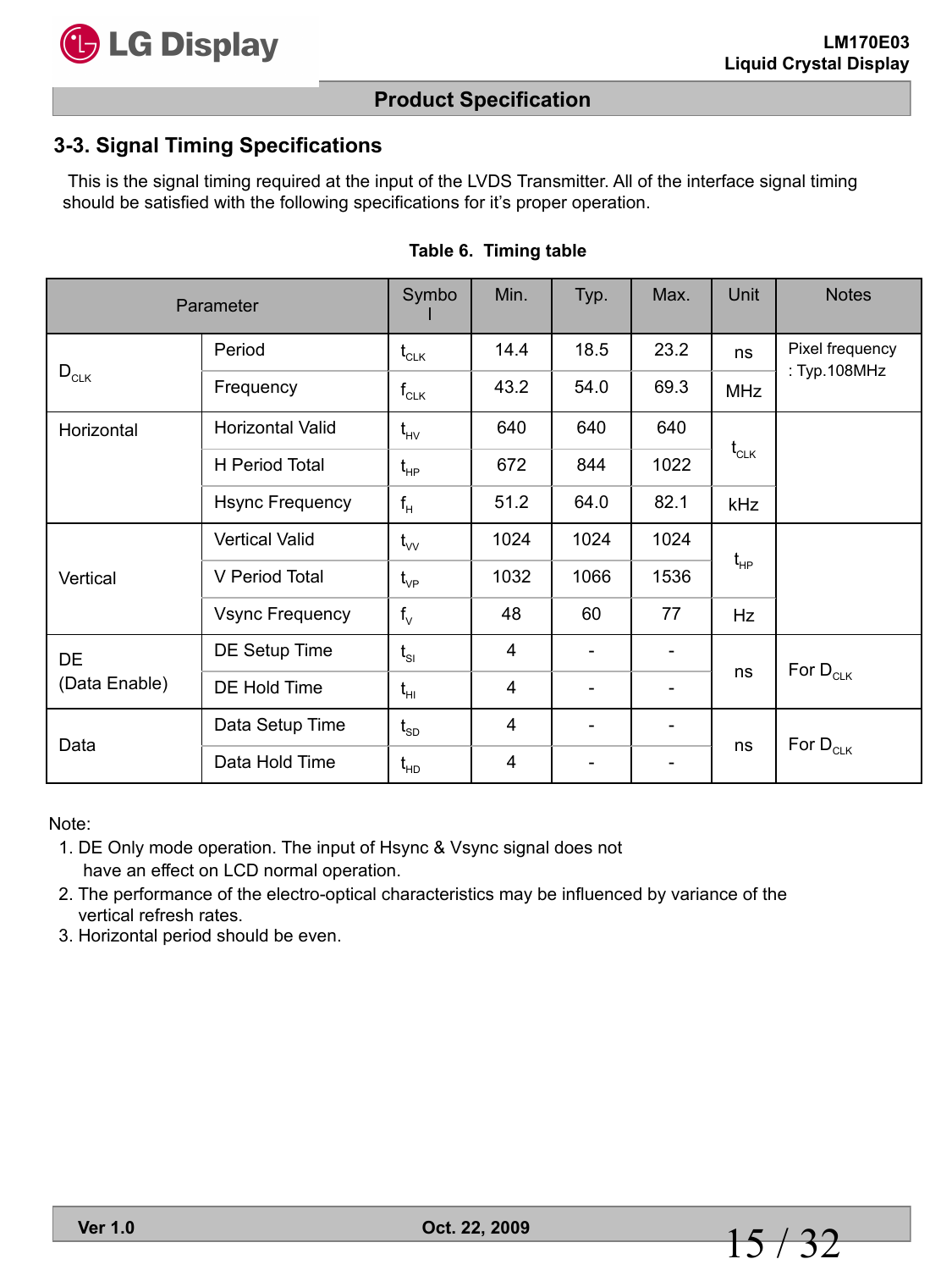## 3-3. Signal Timing Specifications

This is the signal timing required at the input of the LVDS Transmitter. All of the interface signal timing should be satisfied with the following specifications for it's proper operation.

**Table 6. Timing table**

| Parameter | | Symbol | Min. | Typ. | Max. | Unit | Notes |
|---|---|---|---|---|---|---|---|
| $D_{CLK}$ | Period | $t_{CLK}$ | 14.4 | 18.5 | 23.2 | ns | Pixel frequency : Typ.108MHz |
| | Frequency | $f_{CLK}$ | 43.2 | 54.0 | 69.3 | MHz | |
| Horizontal | Horizontal Valid | $t_{HV}$ | 640 | 640 | 640 | $t_{CLK}$ | |
| | H Period Total | $t_{HP}$ | 672 | 844 | 1022 | | |
| | Hsync Frequency | $f_H$ | 51.2 | 64.0 | 82.1 | kHz | |
| Vertical | Vertical Valid | $t_{VV}$ | 1024 | 1024 | 1024 | $t_{HP}$ | |
| | V Period Total | $t_{VP}$ | 1032 | 1066 | 1536 | | |
| | Vsync Frequency | $f_V$ | 48 | 60 | 77 | Hz | |
| DE (Data Enable) | DE Setup Time | $t_{SI}$ | 4 | - | - | ns | For $D_{CLK}$ |
| | DE Hold Time | $t_{HI}$ | 4 | - | - | | |
| Data | Data Setup Time | $t_{SD}$ | 4 | - | - | ns | For $D_{CLK}$ |
| | Data Hold Time | $t_{HD}$ | 4 | - | - | | |

Note:

1. DE Only mode operation. The input of Hsync & Vsync signal does not have an effect on LCD normal operation.
2. The performance of the electro-optical characteristics may be influenced by variance of the vertical refresh rates.
3. Horizontal period should be even.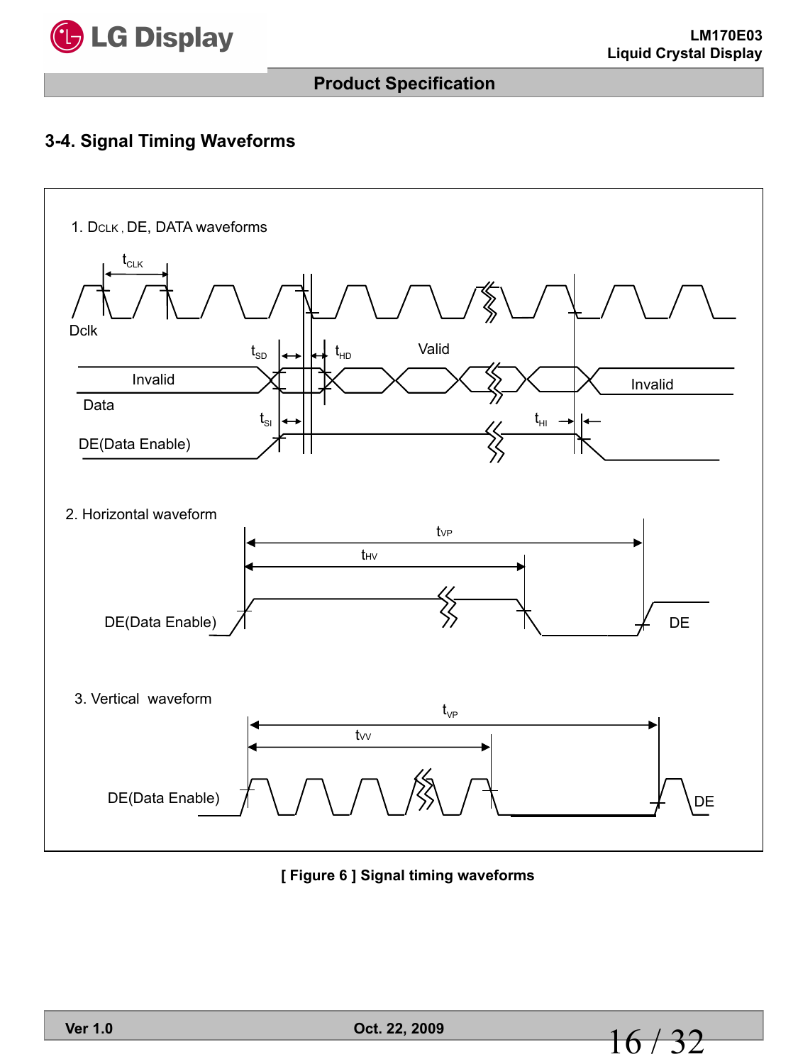### 3-4. Signal Timing Waveforms

1. $D_{CLK}$ , DE, DATA waveforms

$t_{CLK}$

Dclk

$t_{SD}$ $t_{HD}$ Valid

Invalid Invalid

Data

$t_{SI}$ $t_{HI}$

DE(Data Enable)

2. Horizontal waveform

$t_{VP}$

$t_{HV}$

DE(Data Enable) DE

3. Vertical waveform

$t_{VP}$

$t_{VV}$

DE(Data Enable) DE

**[ Figure 6 ] Signal timing waveforms**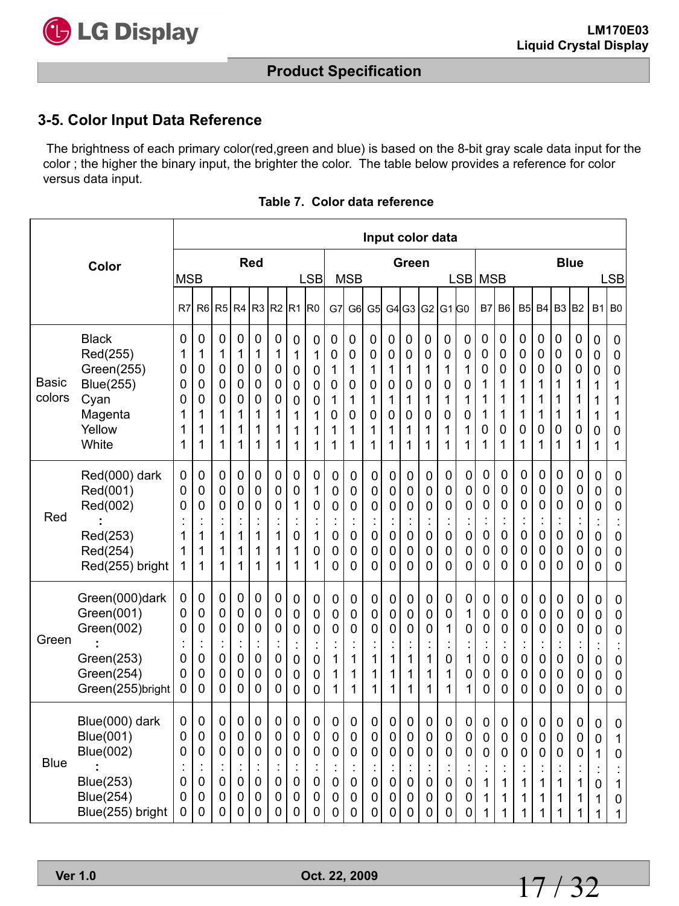## 3-5. Color Input Data Reference

The brightness of each primary color(red,green and blue) is based on the 8-bit gray scale data input for the color ; the higher the binary input, the brighter the color. The table below provides a reference for color versus data input.

**Table 7. Color data reference**

| Color | | Input color data | | | | | | | | | | | | | | | | | | | | | | | |
|---|---|---|---|---|---|---|---|---|---|---|---|---|---|---|---|---|---|---|---|---|---|---|---|---|---|
| | | Red | | | | | | | | Green | | | | | | | | Blue | | | | | | | |
| | | MSB | | | | | | | LSB | MSB | | | | | | | LSB | MSB | | | | | | | LSB |
| | | R7 | R6 | R5 | R4 | R3 | R2 | R1 | R0 | G7 | G6 | G5 | G4 | G3 | G2 | G1 | G0 | B7 | B6 | B5 | B4 | B3 | B2 | B1 | B0 |
| Basic colors | Black | 0 | 0 | 0 | 0 | 0 | 0 | 0 | 0 | 0 | 0 | 0 | 0 | 0 | 0 | 0 | 0 | 0 | 0 | 0 | 0 | 0 | 0 | 0 | 0 |
| | Red(255) | 1 | 1 | 1 | 1 | 1 | 1 | 1 | 1 | 0 | 0 | 0 | 0 | 0 | 0 | 0 | 0 | 0 | 0 | 0 | 0 | 0 | 0 | 0 | 0 |
| | Green(255) | 0 | 0 | 0 | 0 | 0 | 0 | 0 | 0 | 1 | 1 | 1 | 1 | 1 | 1 | 1 | 1 | 0 | 0 | 0 | 0 | 0 | 0 | 0 | 0 |
| | Blue(255) | 0 | 0 | 0 | 0 | 0 | 0 | 0 | 0 | 0 | 0 | 0 | 0 | 0 | 0 | 0 | 0 | 1 | 1 | 1 | 1 | 1 | 1 | 1 | 1 |
| | Cyan | 0 | 0 | 0 | 0 | 0 | 0 | 0 | 0 | 1 | 1 | 1 | 1 | 1 | 1 | 1 | 1 | 1 | 1 | 1 | 1 | 1 | 1 | 1 | 1 |
| | Magenta | 1 | 1 | 1 | 1 | 1 | 1 | 1 | 1 | 0 | 0 | 0 | 0 | 0 | 0 | 0 | 0 | 1 | 1 | 1 | 1 | 1 | 1 | 1 | 1 |
| | Yellow | 1 | 1 | 1 | 1 | 1 | 1 | 1 | 1 | 1 | 1 | 1 | 1 | 1 | 1 | 1 | 1 | 0 | 0 | 0 | 0 | 0 | 0 | 0 | 0 |
| | White | 1 | 1 | 1 | 1 | 1 | 1 | 1 | 1 | 1 | 1 | 1 | 1 | 1 | 1 | 1 | 1 | 1 | 1 | 1 | 1 | 1 | 1 | 1 | 1 |
| Red | Red(000) dark | 0 | 0 | 0 | 0 | 0 | 0 | 0 | 0 | 0 | 0 | 0 | 0 | 0 | 0 | 0 | 0 | 0 | 0 | 0 | 0 | 0 | 0 | 0 | 0 |
| | Red(001) | 0 | 0 | 0 | 0 | 0 | 0 | 0 | 1 | 0 | 0 | 0 | 0 | 0 | 0 | 0 | 0 | 0 | 0 | 0 | 0 | 0 | 0 | 0 | 0 |
| | Red(002) | 0 | 0 | 0 | 0 | 0 | 0 | 1 | 0 | 0 | 0 | 0 | 0 | 0 | 0 | 0 | 0 | 0 | 0 | 0 | 0 | 0 | 0 | 0 | 0 |
| | : | : | : | : | : | : | : | : | : | : | : | : | : | : | : | : | : | : | : | : | : | : | : | : | : |
| | Red(253) | 1 | 1 | 1 | 1 | 1 | 1 | 0 | 1 | 0 | 0 | 0 | 0 | 0 | 0 | 0 | 0 | 0 | 0 | 0 | 0 | 0 | 0 | 0 | 0 |
| | Red(254) | 1 | 1 | 1 | 1 | 1 | 1 | 1 | 0 | 0 | 0 | 0 | 0 | 0 | 0 | 0 | 0 | 0 | 0 | 0 | 0 | 0 | 0 | 0 | 0 |
| | Red(255) bright | 1 | 1 | 1 | 1 | 1 | 1 | 1 | 1 | 0 | 0 | 0 | 0 | 0 | 0 | 0 | 0 | 0 | 0 | 0 | 0 | 0 | 0 | 0 | 0 |
| Green | Green(000)dark | 0 | 0 | 0 | 0 | 0 | 0 | 0 | 0 | 0 | 0 | 0 | 0 | 0 | 0 | 0 | 0 | 0 | 0 | 0 | 0 | 0 | 0 | 0 | 0 |
| | Green(001) | 0 | 0 | 0 | 0 | 0 | 0 | 0 | 0 | 0 | 0 | 0 | 0 | 0 | 0 | 0 | 1 | 0 | 0 | 0 | 0 | 0 | 0 | 0 | 0 |
| | Green(002) | 0 | 0 | 0 | 0 | 0 | 0 | 0 | 0 | 0 | 0 | 0 | 0 | 0 | 0 | 1 | 0 | 0 | 0 | 0 | 0 | 0 | 0 | 0 | 0 |
| | : | : | : | : | : | : | : | : | : | : | : | : | : | : | : | : | : | : | : | : | : | : | : | : | : |
| | Green(253) | 0 | 0 | 0 | 0 | 0 | 0 | 0 | 0 | 1 | 1 | 1 | 1 | 1 | 1 | 0 | 1 | 0 | 0 | 0 | 0 | 0 | 0 | 0 | 0 |
| | Green(254) | 0 | 0 | 0 | 0 | 0 | 0 | 0 | 0 | 1 | 1 | 1 | 1 | 1 | 1 | 1 | 0 | 0 | 0 | 0 | 0 | 0 | 0 | 0 | 0 |
| | Green(255)bright | 0 | 0 | 0 | 0 | 0 | 0 | 0 | 0 | 1 | 1 | 1 | 1 | 1 | 1 | 1 | 1 | 0 | 0 | 0 | 0 | 0 | 0 | 0 | 0 |
| Blue | Blue(000) dark | 0 | 0 | 0 | 0 | 0 | 0 | 0 | 0 | 0 | 0 | 0 | 0 | 0 | 0 | 0 | 0 | 0 | 0 | 0 | 0 | 0 | 0 | 0 | 0 |
| | Blue(001) | 0 | 0 | 0 | 0 | 0 | 0 | 0 | 0 | 0 | 0 | 0 | 0 | 0 | 0 | 0 | 0 | 0 | 0 | 0 | 0 | 0 | 0 | 0 | 1 |
| | Blue(002) | 0 | 0 | 0 | 0 | 0 | 0 | 0 | 0 | 0 | 0 | 0 | 0 | 0 | 0 | 0 | 0 | 0 | 0 | 0 | 0 | 0 | 0 | 1 | 0 |
| | : | : | : | : | : | : | : | : | : | : | : | : | : | : | : | : | : | : | : | : | : | : | : | : | : |
| | Blue(253) | 0 | 0 | 0 | 0 | 0 | 0 | 0 | 0 | 0 | 0 | 0 | 0 | 0 | 0 | 0 | 0 | 1 | 1 | 1 | 1 | 1 | 1 | 0 | 1 |
| | Blue(254) | 0 | 0 | 0 | 0 | 0 | 0 | 0 | 0 | 0 | 0 | 0 | 0 | 0 | 0 | 0 | 0 | 1 | 1 | 1 | 1 | 1 | 1 | 1 | 0 |
| | Blue(255) bright | 0 | 0 | 0 | 0 | 0 | 0 | 0 | 0 | 0 | 0 | 0 | 0 | 0 | 0 | 0 | 0 | 1 | 1 | 1 | 1 | 1 | 1 | 1 | 1 |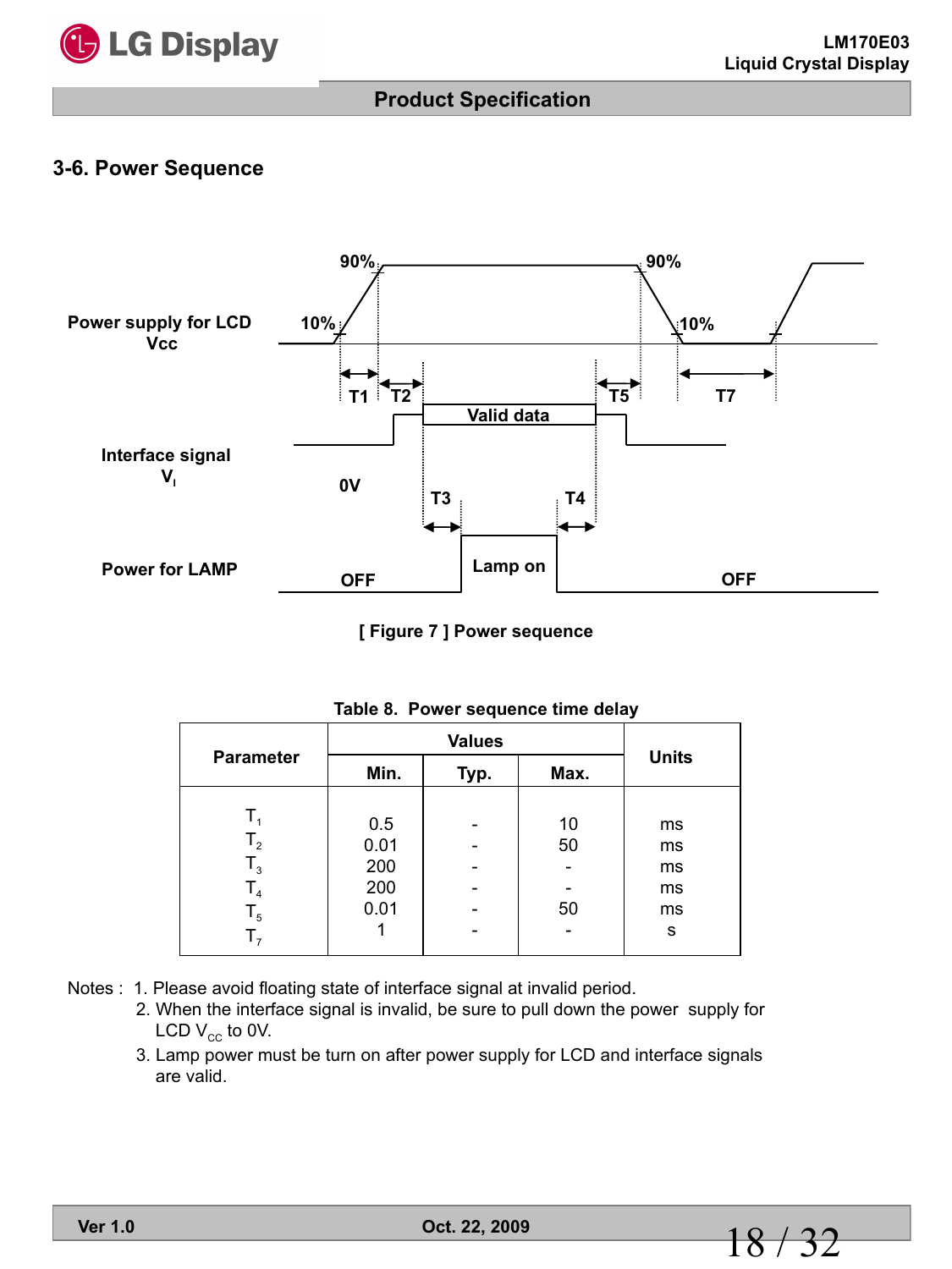## 3-6. Power Sequence

[ Figure 7 ] Power sequence

Table 8. Power sequence time delay

| Parameter | Values | | | Units |
|---|---|---|---|---|
| | Min. | Typ. | Max. | |
| $T_1$ | 0.5 | - | 10 | ms |
| $T_2$ | 0.01 | - | 50 | ms |
| $T_3$ | 200 | - | - | ms |
| $T_4$ | 200 | - | - | ms |
| $T_5$ | 0.01 | - | 50 | ms |
| $T_7$ | 1 | - | - | s |

Notes :
1. Please avoid floating state of interface signal at invalid period.
2. When the interface signal is invalid, be sure to pull down the power supply for LCD $V_{CC}$ to 0V.
3. Lamp power must be turn on after power supply for LCD and interface signals are valid.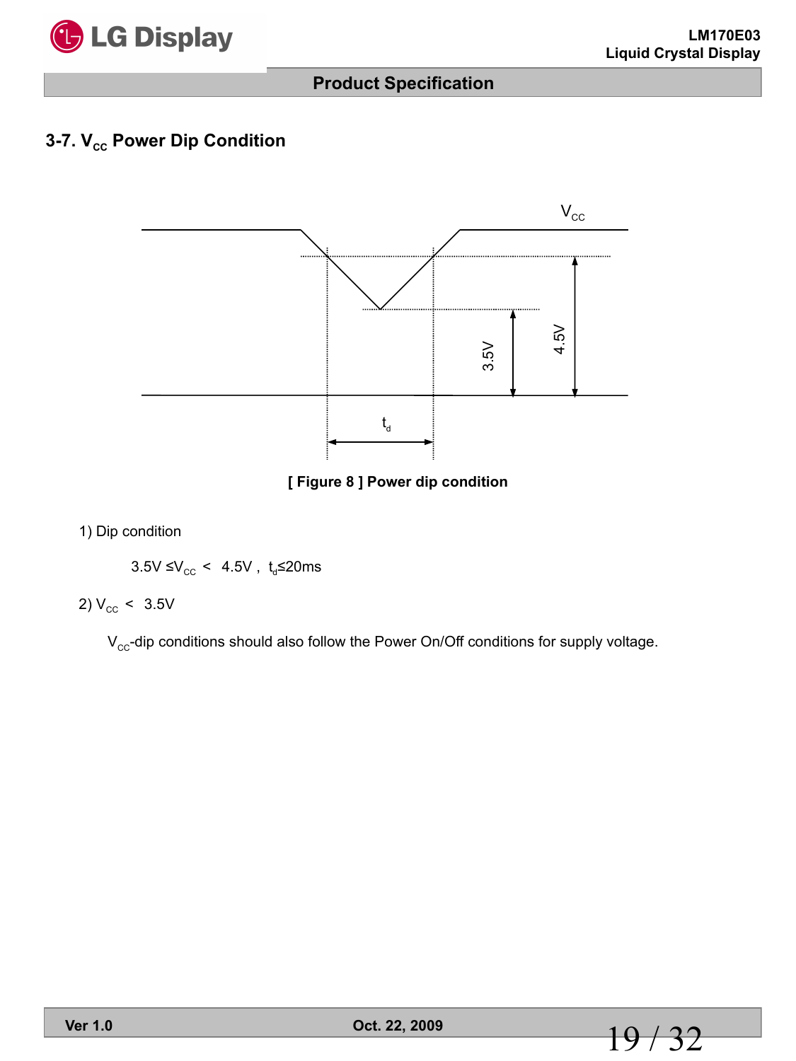## 3-7. $V_{CC}$ Power Dip Condition

[ Figure 8 ] Power dip condition

1) Dip condition

$3.5V \leq V_{CC} < 4.5V$ , $t_d \leq 20ms$

2) $V_{CC} < 3.5V$

$V_{CC}$-dip conditions should also follow the Power On/Off conditions for supply voltage.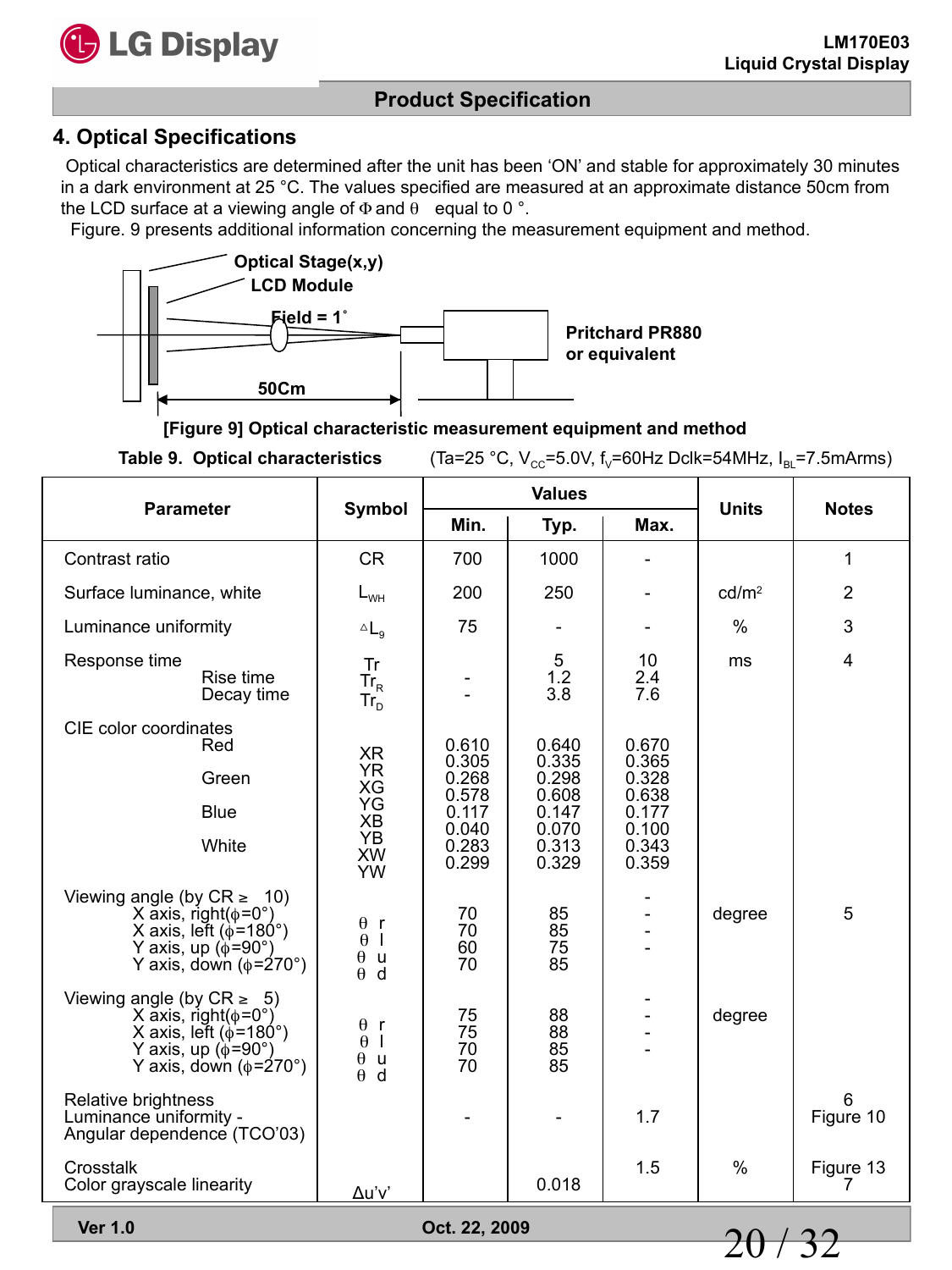## 4. Optical Specifications

Optical characteristics are determined after the unit has been 'ON' and stable for approximately 30 minutes in a dark environment at 25 °C. The values specified are measured at an approximate distance 50cm from the LCD surface at a viewing angle of Φ and θ equal to 0 °.

Figure. 9 presents additional information concerning the measurement equipment and method.

Optical Stage(x,y)
LCD Module
Field = 1˚
50Cm
Pritchard PR880 or equivalent

[Figure 9] Optical characteristic measurement equipment and method

**Table 9. Optical characteristics** (Ta=25 °C, $V_{CC}$=5.0V, $f_V$=60Hz Dclk=54MHz, $I_{BL}$=7.5mArms)

| Parameter | Symbol | Values | | | Units | Notes |
|---|---|---|---|---|---|---|
| | | Min. | Typ. | Max. | | |
| Contrast ratio | CR | 700 | 1000 | - | | 1 |
| Surface luminance, white | $L_{WH}$ | 200 | 250 | - | cd/m² | 2 |
| Luminance uniformity | $\Delta L_9$ | 75 | - | - | % | 3 |
| Response time | Tr | | 5 | 10 | ms | 4 |
| Rise time | $Tr_R$ | - | 1.2 | 2.4 | | |
| Decay time | $Tr_D$ | - | 3.8 | 7.6 | | |
| CIE color coordinates Red | XR | 0.610 | 0.640 | 0.670 | | |
| | YR | 0.305 | 0.335 | 0.365 | | |
| Green | XG | 0.268 | 0.298 | 0.328 | | |
| | YG | 0.578 | 0.608 | 0.638 | | |
| Blue | XB | 0.117 | 0.147 | 0.177 | | |
| | YB | 0.040 | 0.070 | 0.100 | | |
| White | XW | 0.283 | 0.313 | 0.343 | | |
| | YW | 0.299 | 0.329 | 0.359 | | |
| Viewing angle (by CR ≥ 10) | | | | - | | |
| X axis, right(φ=0°) | θ r | 70 | 85 | - | degree | 5 |
| X axis, left (φ=180°) | θ l | 70 | 85 | - | | |
| Y axis, up (φ=90°) | θ u | 60 | 75 | - | | |
| Y axis, down (φ=270°) | θ d | 70 | 85 | | | |
| Viewing angle (by CR ≥ 5) | | | | - | degree | |
| X axis, right(φ=0°) | θ r | 75 | 88 | - | | |
| X axis, left (φ=180°) | θ l | 75 | 88 | - | | |
| Y axis, up (φ=90°) | θ u | 70 | 85 | - | | |
| Y axis, down (φ=270°) | θ d | 70 | 85 | | | |
| Relative brightness Luminance uniformity - Angular dependence (TCO'03) | | - | - | 1.7 | | 6 Figure 10 |
| Crosstalk | | | | 1.5 | % | Figure 13 |
| Color grayscale linearity | Δu'v' | | 0.018 | | | 7 |

Ver 1.0 Oct. 22, 2009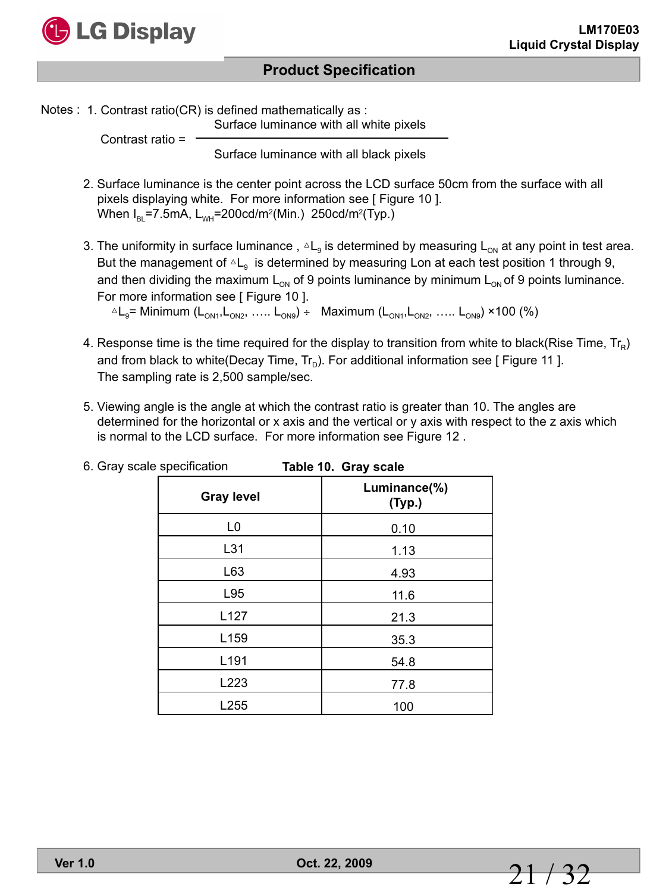Notes : 1. Contrast ratio(CR) is defined mathematically as :

$$\text{Contrast ratio} = \frac{\text{Surface luminance with all white pixels}}{\text{Surface luminance with all black pixels}}$$

2. Surface luminance is the center point across the LCD surface 50cm from the surface with all pixels displaying white. For more information see [ Figure 10 ].
   When $I_{BL}$=7.5mA, $L_{WH}$=200cd/m$^2$(Min.) 250cd/m$^2$(Typ.)

3. The uniformity in surface luminance , $\triangle L_9$ is determined by measuring $L_{ON}$ at any point in test area. But the management of $\triangle L_9$ is determined by measuring Lon at each test position 1 through 9, and then dividing the maximum $L_{ON}$ of 9 points luminance by minimum $L_{ON}$ of 9 points luminance. For more information see [ Figure 10 ].
   $\triangle L_9$= Minimum ($L_{ON1}$,$L_{ON2}$, ….. $L_{ON9}$) ÷ Maximum ($L_{ON1}$,$L_{ON2}$, ….. $L_{ON9}$) ×100 (%)

4. Response time is the time required for the display to transition from white to black(Rise Time, $Tr_R$) and from black to white(Decay Time, $Tr_D$). For additional information see [ Figure 11 ].
   The sampling rate is 2,500 sample/sec.

5. Viewing angle is the angle at which the contrast ratio is greater than 10. The angles are determined for the horizontal or x axis and the vertical or y axis with respect to the z axis which is normal to the LCD surface. For more information see Figure 12 .

6. Gray scale specification

**Table 10. Gray scale**

| Gray level | Luminance(%) (Typ.) |
|---|---|
| L0 | 0.10 |
| L31 | 1.13 |
| L63 | 4.93 |
| L95 | 11.6 |
| L127 | 21.3 |
| L159 | 35.3 |
| L191 | 54.8 |
| L223 | 77.8 |
| L255 | 100 |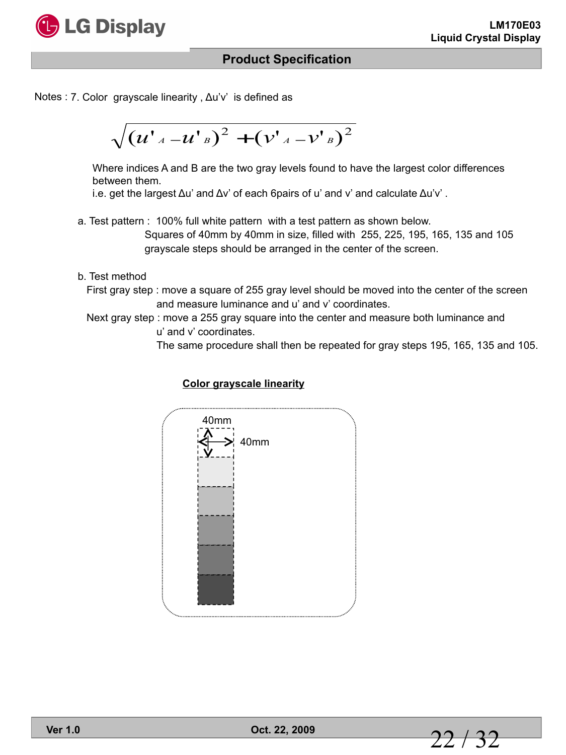Notes : 7. Color grayscale linearity , Δu'v' is defined as

$$\sqrt{(u'_A - u'_B)^2 + (v'_A - v'_B)^2}$$

Where indices A and B are the two gray levels found to have the largest color differences between them.
i.e. get the largest Δu' and Δv' of each 6pairs of u' and v' and calculate Δu'v' .

a. Test pattern : 100% full white pattern with a test pattern as shown below.
Squares of 40mm by 40mm in size, filled with 255, 225, 195, 165, 135 and 105 grayscale steps should be arranged in the center of the screen.

b. Test method
First gray step : move a square of 255 gray level should be moved into the center of the screen and measure luminance and u' and v' coordinates.
Next gray step : move a 255 gray square into the center and measure both luminance and u' and v' coordinates.
The same procedure shall then be repeated for gray steps 195, 165, 135 and 105.

**Color grayscale linearity**

40mm

40mm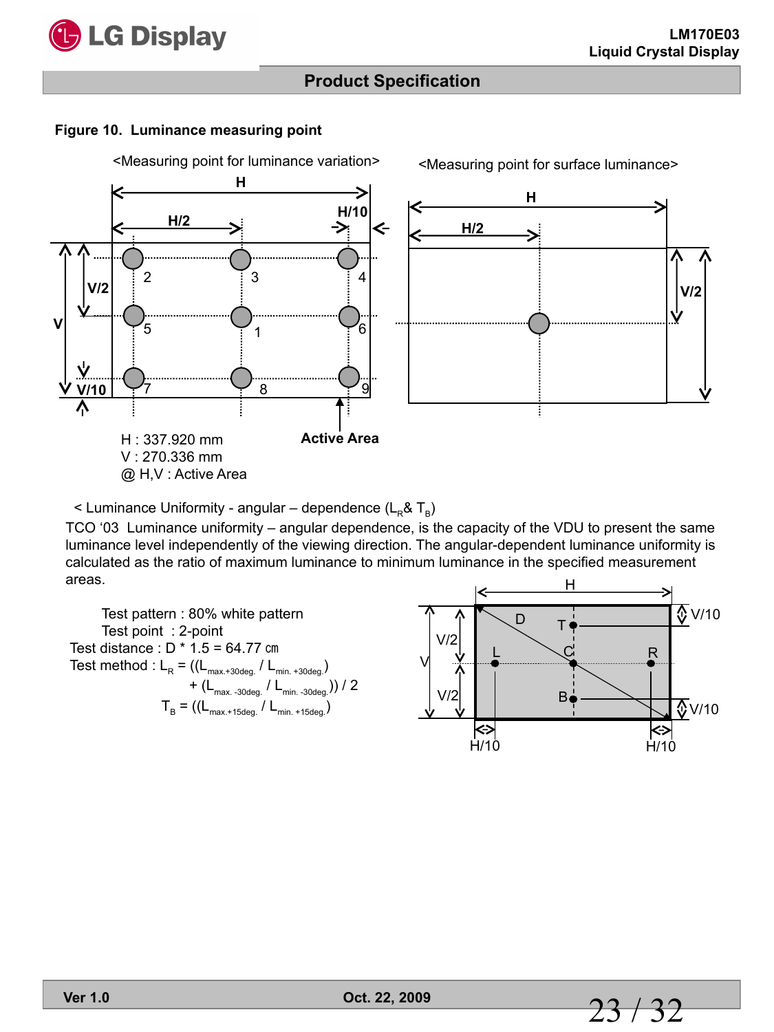**Figure 10. Luminance measuring point**

<Measuring point for luminance variation>

<Measuring point for surface luminance>

H : 337.920 mm
V : 270.336 mm
@ H,V : Active Area

< Luminance Uniformity - angular – dependence ($L_R$& $T_B$)

TCO '03 Luminance uniformity – angular dependence, is the capacity of the VDU to present the same luminance level independently of the viewing direction. The angular-dependent luminance uniformity is calculated as the ratio of maximum luminance to minimum luminance in the specified measurement areas.

Test pattern : 80% white pattern
Test point : 2-point
Test distance : D * 1.5 = 64.77 ㎝
Test method : $L_R = ((L_{max.+30deg.} / L_{min. +30deg.}) + (L_{max. -30deg.} / L_{min. -30deg.})) / 2$

$T_B = ((L_{max.+15deg.} / L_{min. +15deg.})$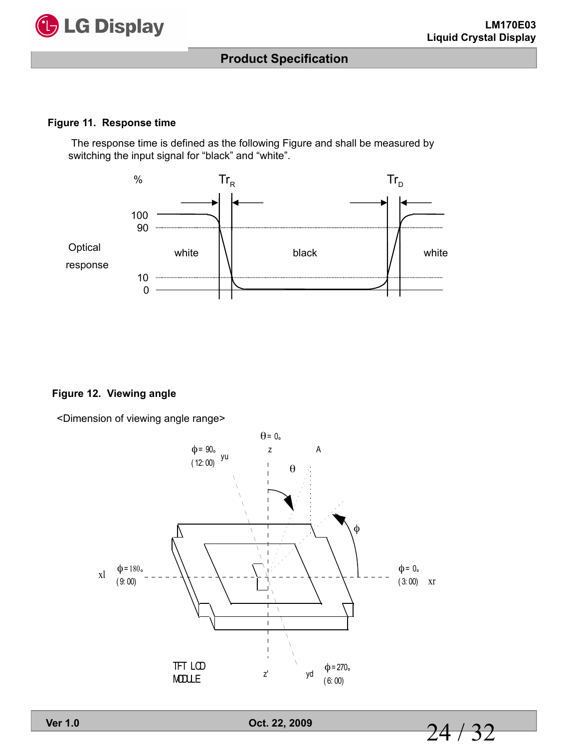**Figure 11. Response time**

The response time is defined as the following Figure and shall be measured by switching the input signal for “black” and “white”.

**Figure 12. Viewing angle**

<Dimension of viewing angle range>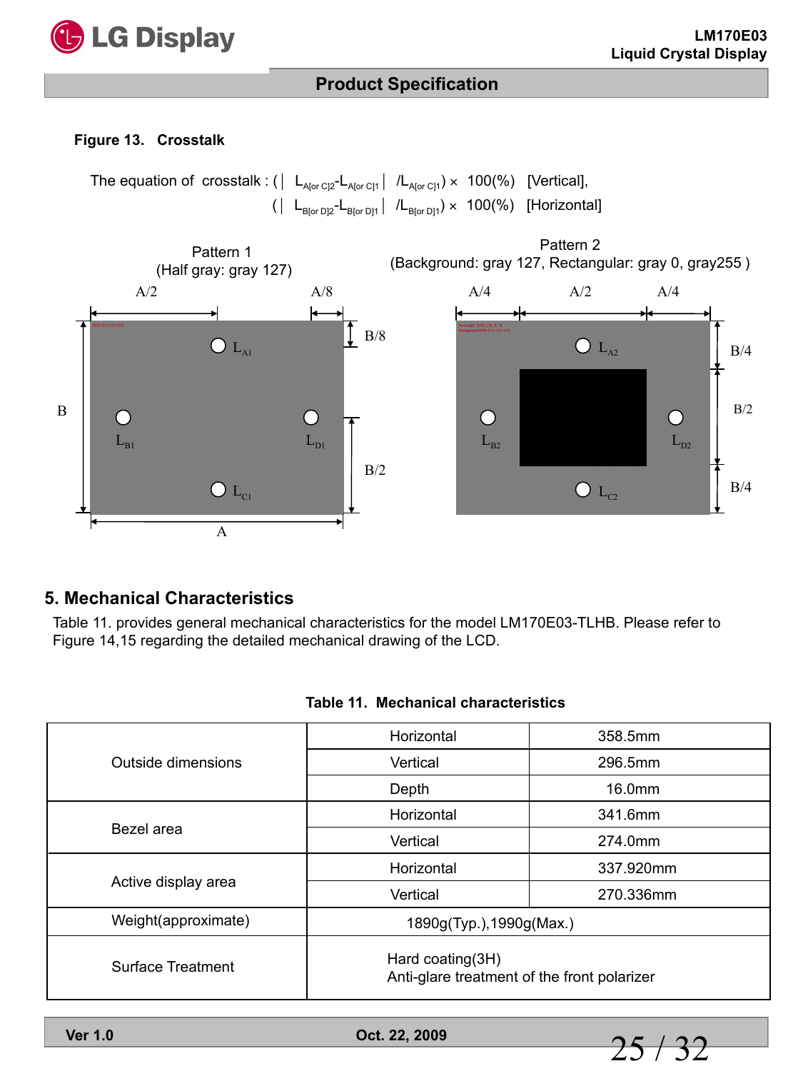**Figure 13. Crosstalk**

The equation of crosstalk : $( | L_{A[or\ C]2} - L_{A[or\ C]1} | / L_{A[or\ C]1} ) \times 100(\%)$ [Vertical],

$( | L_{B[or\ D]2} - L_{B[or\ D]1} | / L_{B[or\ D]1} ) \times 100(\%)$ [Horizontal]

Pattern 1
(Half gray: gray 127)

Pattern 2
(Background: gray 127, Rectangular: gray 0, gray255 )

## 5. Mechanical Characteristics

Table 11. provides general mechanical characteristics for the model LM170E03-TLHB. Please refer to Figure 14,15 regarding the detailed mechanical drawing of the LCD.

**Table 11. Mechanical characteristics**

| | | |
|---|---|---|
| Outside dimensions | Horizontal | 358.5mm |
| | Vertical | 296.5mm |
| | Depth | 16.0mm |
| Bezel area | Horizontal | 341.6mm |
| | Vertical | 274.0mm |
| Active display area | Horizontal | 337.920mm |
| | Vertical | 270.336mm |
| Weight(approximate) | 1890g(Typ.),1990g(Max.) | |
| Surface Treatment | Hard coating(3H)<br>Anti-glare treatment of the front polarizer | |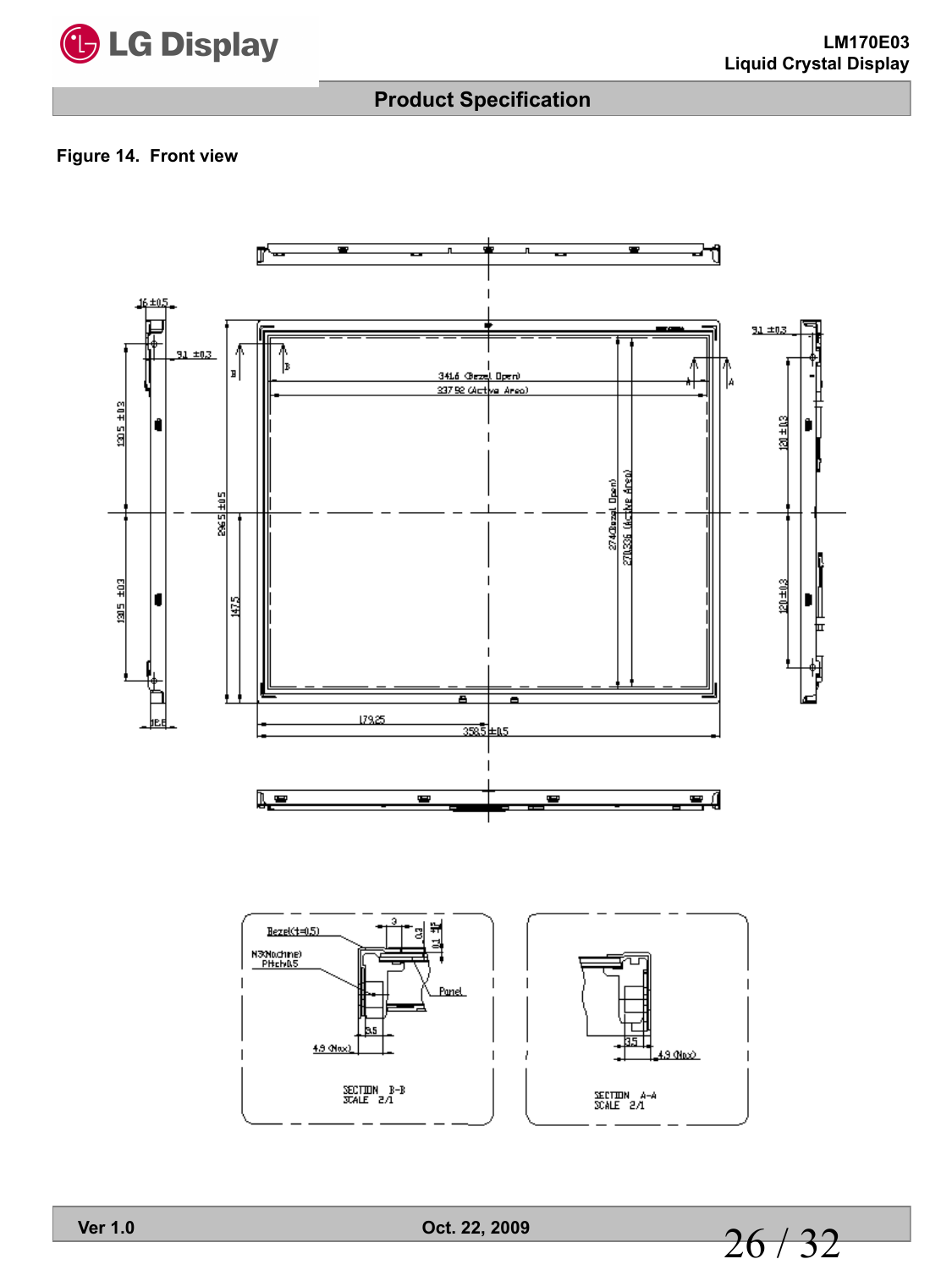Figure 14. Front view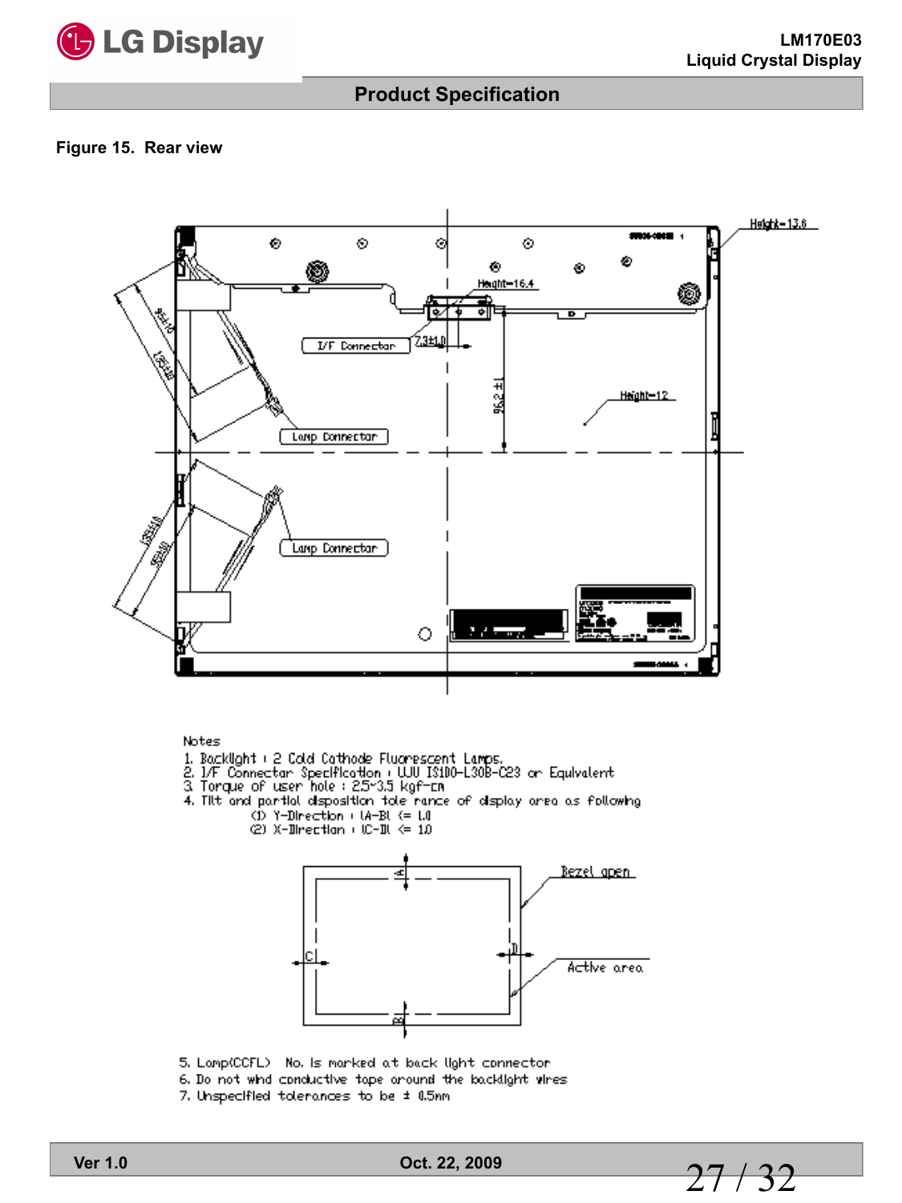**Figure 15. Rear view**

Notes

1. Backlight : 2 Cold Cathode Fluorescent Lamps.
2. I/F Connector Specification : UJU IS100-L30B-C23 or Equivalent
3. Torque of user hole : 2.5~3.5 kgf-cm
4. Tilt and partial disposition tole rance of display area as following
   - (1) Y-Direction : |A-B| <= 1.0
   - (2) X-Direction : |C-D| <= 1.0
5. Lamp(CCFL) No. is marked at back light connector
6. Do not wind conductive tape around the backlight wires
7. Unspecified tolerances to be ± 0.5mm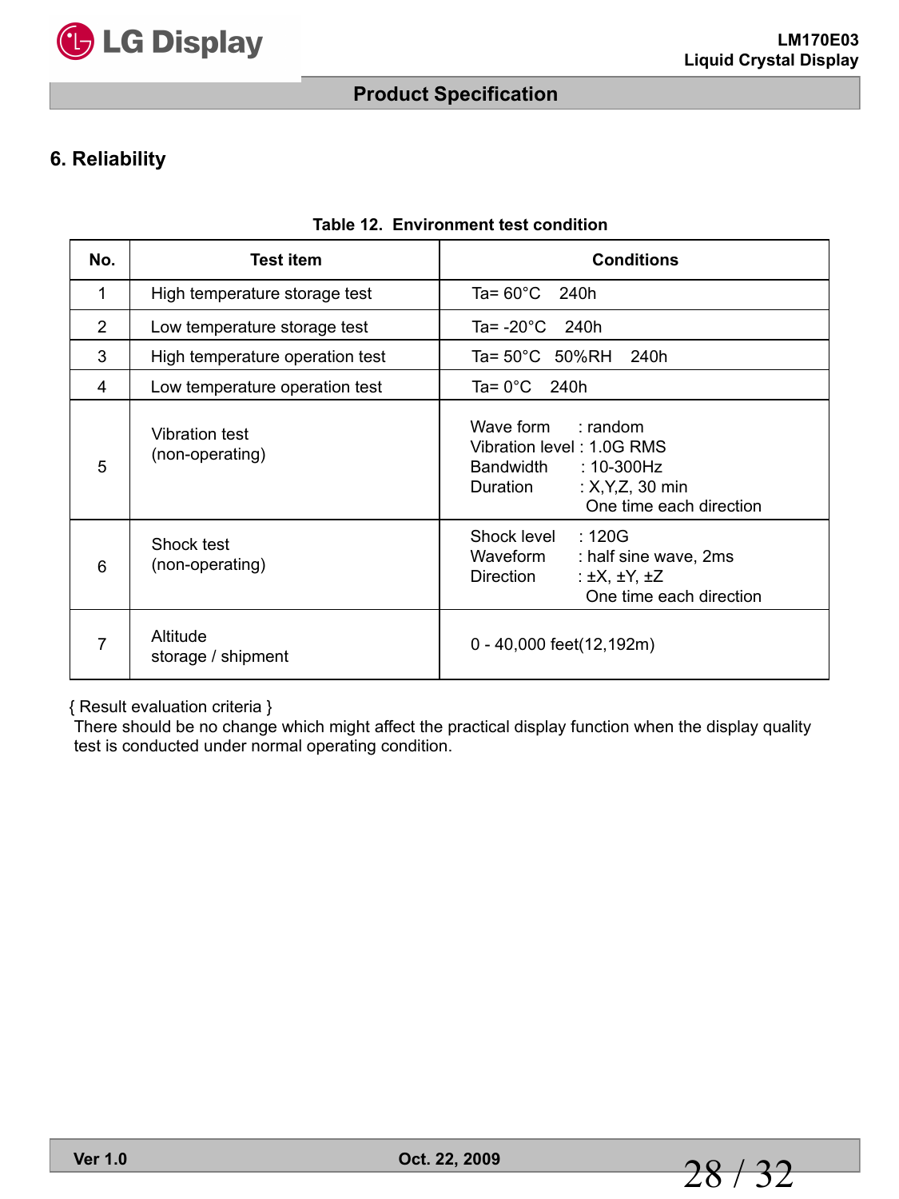## 6. Reliability

**Table 12. Environment test condition**

| No. | Test item | Conditions |
|---|---|---|
| 1 | High temperature storage test | Ta= 60°C 240h |
| 2 | Low temperature storage test | Ta= -20°C 240h |
| 3 | High temperature operation test | Ta= 50°C 50%RH 240h |
| 4 | Low temperature operation test | Ta= 0°C 240h |
| 5 | Vibration test (non-operating) | Wave form : random<br>Vibration level : 1.0G RMS<br>Bandwidth : 10-300Hz<br>Duration : X,Y,Z, 30 min<br>One time each direction |
| 6 | Shock test (non-operating) | Shock level : 120G<br>Waveform : half sine wave, 2ms<br>Direction : ±X, ±Y, ±Z<br>One time each direction |
| 7 | Altitude storage / shipment | 0 - 40,000 feet(12,192m) |

{ Result evaluation criteria }

There should be no change which might affect the practical display function when the display quality test is conducted under normal operating condition.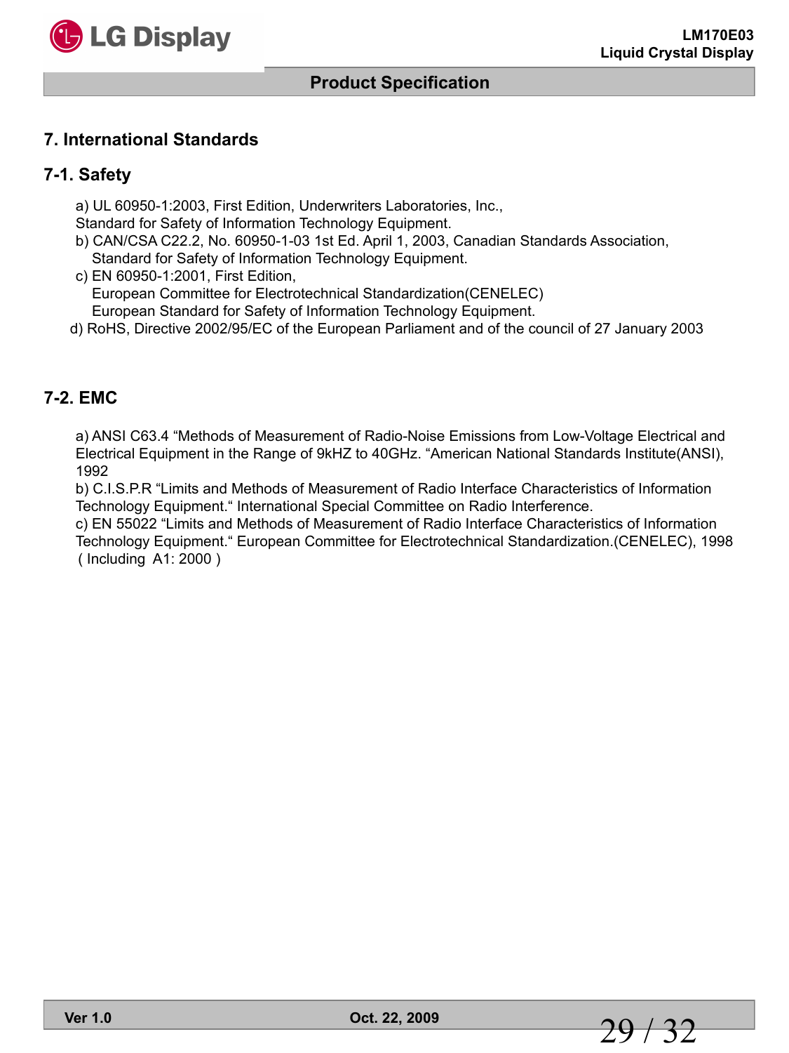## 7. International Standards

### 7-1. Safety

a) UL 60950-1:2003, First Edition, Underwriters Laboratories, Inc.,
Standard for Safety of Information Technology Equipment.

b) CAN/CSA C22.2, No. 60950-1-03 1st Ed. April 1, 2003, Canadian Standards Association,
Standard for Safety of Information Technology Equipment.

c) EN 60950-1:2001, First Edition,
European Committee for Electrotechnical Standardization(CENELEC)
European Standard for Safety of Information Technology Equipment.

d) RoHS, Directive 2002/95/EC of the European Parliament and of the council of 27 January 2003

### 7-2. EMC

a) ANSI C63.4 "Methods of Measurement of Radio-Noise Emissions from Low-Voltage Electrical and Electrical Equipment in the Range of 9kHZ to 40GHz. "American National Standards Institute(ANSI), 1992

b) C.I.S.P.R "Limits and Methods of Measurement of Radio Interface Characteristics of Information Technology Equipment." International Special Committee on Radio Interference.

c) EN 55022 "Limits and Methods of Measurement of Radio Interface Characteristics of Information Technology Equipment." European Committee for Electrotechnical Standardization.(CENELEC), 1998 ( Including A1: 2000 )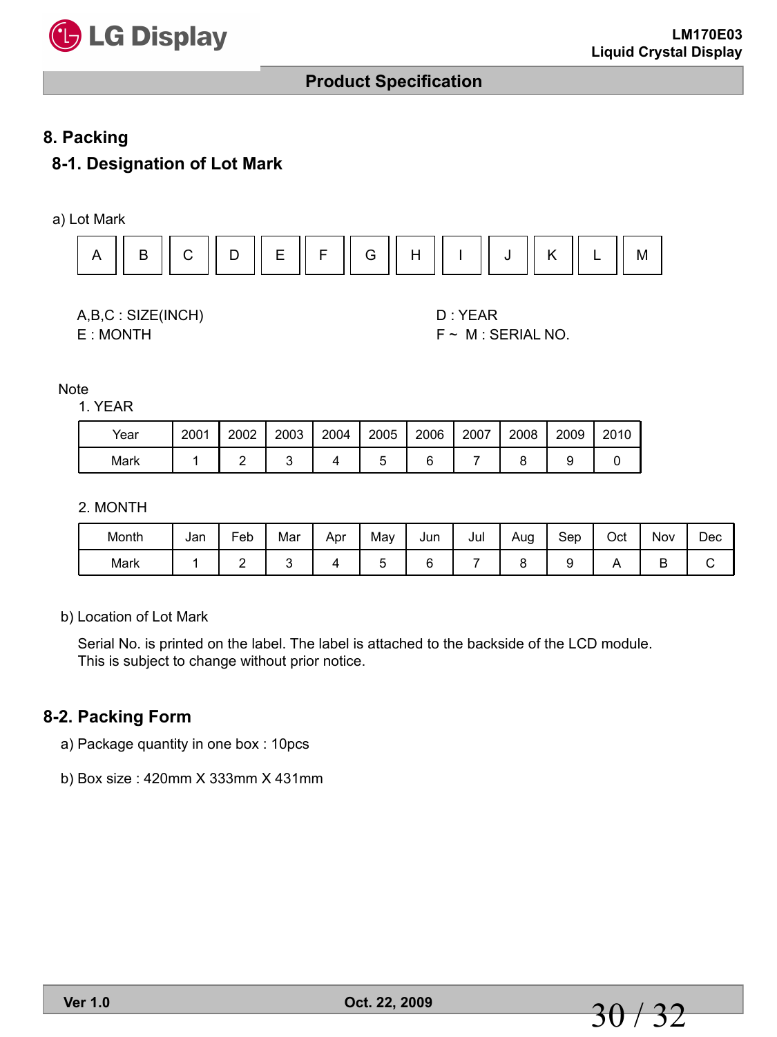# 8. Packing

## 8-1. Designation of Lot Mark

a) Lot Mark

| A | B | C | D | E | F | G | H | I | J | K | L | M |
|---|---|---|---|---|---|---|---|---|---|---|---|---|

A,B,C : SIZE(INCH)
E : MONTH

D : YEAR
F ~ M : SERIAL NO.

Note

1. YEAR

| Year | 2001 | 2002 | 2003 | 2004 | 2005 | 2006 | 2007 | 2008 | 2009 | 2010 |
|---|---|---|---|---|---|---|---|---|---|---|
| Mark | 1 | 2 | 3 | 4 | 5 | 6 | 7 | 8 | 9 | 0 |

2. MONTH

| Month | Jan | Feb | Mar | Apr | May | Jun | Jul | Aug | Sep | Oct | Nov | Dec |
|---|---|---|---|---|---|---|---|---|---|---|---|---|
| Mark | 1 | 2 | 3 | 4 | 5 | 6 | 7 | 8 | 9 | A | B | C |

b) Location of Lot Mark

Serial No. is printed on the label. The label is attached to the backside of the LCD module.
This is subject to change without prior notice.

## 8-2. Packing Form

a) Package quantity in one box : 10pcs

b) Box size : 420mm X 333mm X 431mm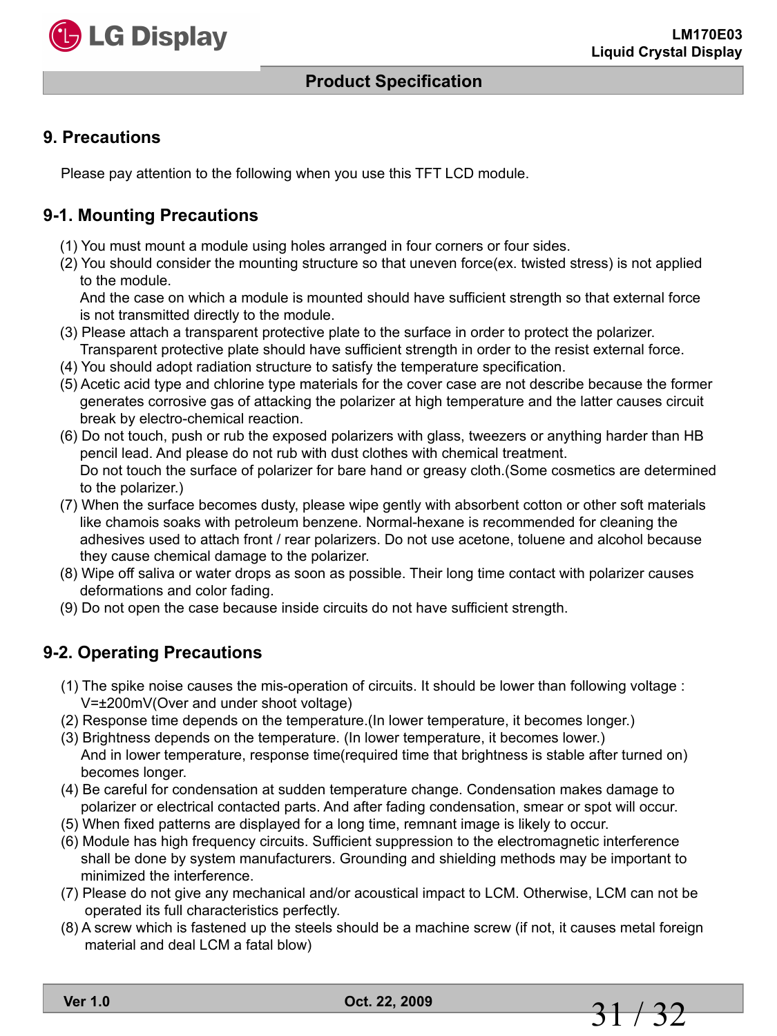## 9. Precautions

Please pay attention to the following when you use this TFT LCD module.

### 9-1. Mounting Precautions

(1) You must mount a module using holes arranged in four corners or four sides.
(2) You should consider the mounting structure so that uneven force(ex. twisted stress) is not applied to the module.
And the case on which a module is mounted should have sufficient strength so that external force is not transmitted directly to the module.
(3) Please attach a transparent protective plate to the surface in order to protect the polarizer. Transparent protective plate should have sufficient strength in order to the resist external force.
(4) You should adopt radiation structure to satisfy the temperature specification.
(5) Acetic acid type and chlorine type materials for the cover case are not describe because the former generates corrosive gas of attacking the polarizer at high temperature and the latter causes circuit break by electro-chemical reaction.
(6) Do not touch, push or rub the exposed polarizers with glass, tweezers or anything harder than HB pencil lead. And please do not rub with dust clothes with chemical treatment.
Do not touch the surface of polarizer for bare hand or greasy cloth.(Some cosmetics are determined to the polarizer.)
(7) When the surface becomes dusty, please wipe gently with absorbent cotton or other soft materials like chamois soaks with petroleum benzene. Normal-hexane is recommended for cleaning the adhesives used to attach front / rear polarizers. Do not use acetone, toluene and alcohol because they cause chemical damage to the polarizer.
(8) Wipe off saliva or water drops as soon as possible. Their long time contact with polarizer causes deformations and color fading.
(9) Do not open the case because inside circuits do not have sufficient strength.

### 9-2. Operating Precautions

(1) The spike noise causes the mis-operation of circuits. It should be lower than following voltage : V=±200mV(Over and under shoot voltage)
(2) Response time depends on the temperature.(In lower temperature, it becomes longer.)
(3) Brightness depends on the temperature. (In lower temperature, it becomes lower.)
And in lower temperature, response time(required time that brightness is stable after turned on) becomes longer.
(4) Be careful for condensation at sudden temperature change. Condensation makes damage to polarizer or electrical contacted parts. And after fading condensation, smear or spot will occur.
(5) When fixed patterns are displayed for a long time, remnant image is likely to occur.
(6) Module has high frequency circuits. Sufficient suppression to the electromagnetic interference shall be done by system manufacturers. Grounding and shielding methods may be important to minimized the interference.
(7) Please do not give any mechanical and/or acoustical impact to LCM. Otherwise, LCM can not be operated its full characteristics perfectly.
(8) A screw which is fastened up the steels should be a machine screw (if not, it causes metal foreign material and deal LCM a fatal blow)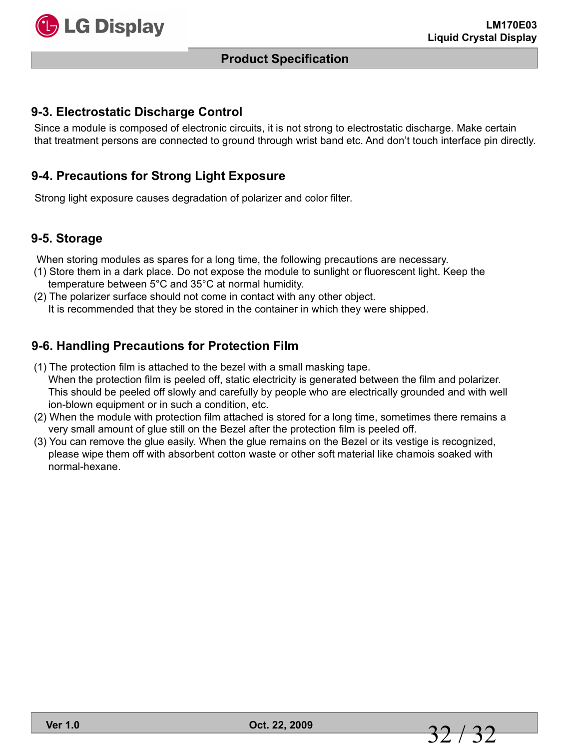### 9-3. Electrostatic Discharge Control

Since a module is composed of electronic circuits, it is not strong to electrostatic discharge. Make certain that treatment persons are connected to ground through wrist band etc. And don't touch interface pin directly.

### 9-4. Precautions for Strong Light Exposure

Strong light exposure causes degradation of polarizer and color filter.

### 9-5. Storage

When storing modules as spares for a long time, the following precautions are necessary.

(1) Store them in a dark place. Do not expose the module to sunlight or fluorescent light. Keep the temperature between 5°C and 35°C at normal humidity.

(2) The polarizer surface should not come in contact with any other object.
It is recommended that they be stored in the container in which they were shipped.

### 9-6. Handling Precautions for Protection Film

(1) The protection film is attached to the bezel with a small masking tape.
When the protection film is peeled off, static electricity is generated between the film and polarizer.
This should be peeled off slowly and carefully by people who are electrically grounded and with well ion-blown equipment or in such a condition, etc.

(2) When the module with protection film attached is stored for a long time, sometimes there remains a very small amount of glue still on the Bezel after the protection film is peeled off.

(3) You can remove the glue easily. When the glue remains on the Bezel or its vestige is recognized, please wipe them off with absorbent cotton waste or other soft material like chamois soaked with normal-hexane.